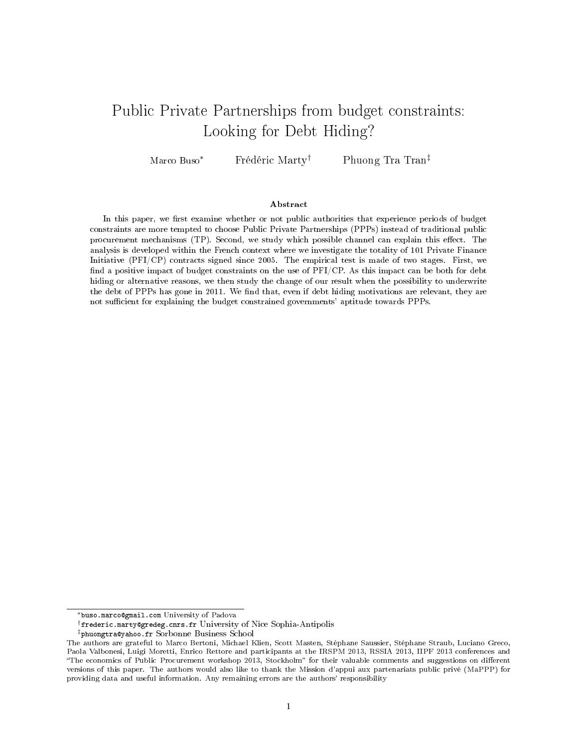# Public Private Partnerships from budget constraints: Looking for Debt Hiding?

Marco Buso[*] Frédéric Marty[†] Phuong Tra Tran[‡]

### Abstract

In this paper, we first examine whether or not public authorities that experience periods of budget constraints are more tempted to choose Public Private Partnerships (PPPs) instead of traditional public procurement mechanisms (TP). Second, we study which possible channel can explain this effect. The analysis is developed within the French context where we investigate the totality of 101 Private Finance Initiative (PFI/CP) contracts signed since 2005. The empirical test is made of two stages. First, we find a positive impact of budget constraints on the use of PFI/CP. As this impact can be both for debt hiding or alternative reasons, we then study the change of our result when the possibility to underwrite the debt of PPPs has gone in 2011. We find that, even if debt hiding motivations are relevant, they are not sufficient for explaining the budget constrained governments' aptitude towards PPPs.

---

[*] buso.marco@gmail.com University of Padova

[†] frederic.marty@gredeg.cnrs.fr University of Nice Sophia-Antipolis

[‡] phuongtra@yahoo.fr Sorbonne Business School

The authors are grateful to Marco Bertoni, Michael Klien, Scott Masten, Stéphane Saussier, Stéphane Straub, Luciano Greco, Paola Valbonesi, Luigi Moretti, Enrico Rettore and participants at the IRSPM 2013, RSSIA 2013, IIPF 2013 conferences and "The economics of Public Procurement workshop 2013, Stockholm" for their valuable comments and suggestions on different versions of this paper. The authors would also like to thank the Mission d'appui aux partenariats public privé (MaPPP) for providing data and useful information. Any remaining errors are the authors' responsibility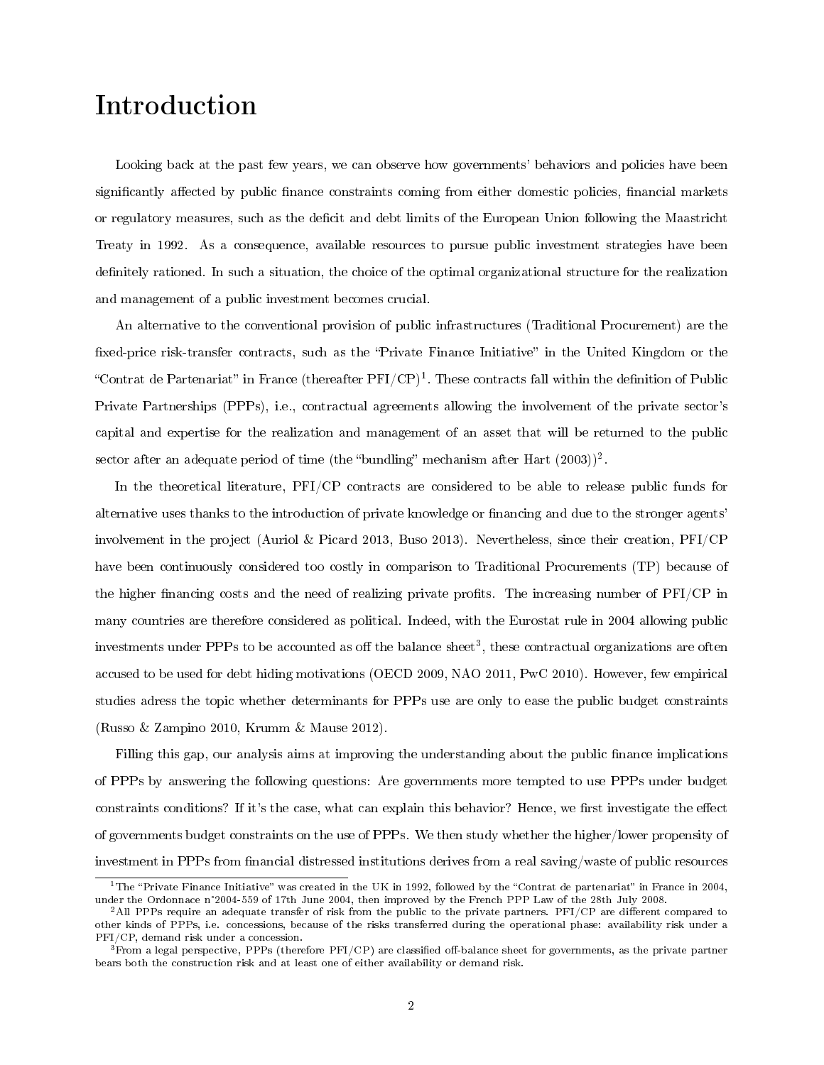# Introduction

Looking back at the past few years, we can observe how governments' behaviors and policies have been significantly affected by public finance constraints coming from either domestic policies, financial markets or regulatory measures, such as the deficit and debt limits of the European Union following the Maastricht Treaty in 1992. As a consequence, available resources to pursue public investment strategies have been definitely rationed. In such a situation, the choice of the optimal organizational structure for the realization and management of a public investment becomes crucial.

An alternative to the conventional provision of public infrastructures (Traditional Procurement) are the fixed-price risk-transfer contracts, such as the "Private Finance Initiative" in the United Kingdom or the "Contrat de Partenariat" in France (thereafter PFI/CP)[1]. These contracts fall within the definition of Public Private Partnerships (PPPs), i.e., contractual agreements allowing the involvement of the private sector's capital and expertise for the realization and management of an asset that will be returned to the public sector after an adequate period of time (the "bundling" mechanism after Hart (2003))[2].

In the theoretical literature, PFI/CP contracts are considered to be able to release public funds for alternative uses thanks to the introduction of private knowledge or financing and due to the stronger agents' involvement in the project (Auriol & Picard 2013, Buso 2013). Nevertheless, since their creation, PFI/CP have been continuously considered too costly in comparison to Traditional Procurements (TP) because of the higher financing costs and the need of realizing private profits. The increasing number of PFI/CP in many countries are therefore considered as political. Indeed, with the Eurostat rule in 2004 allowing public investments under PPPs to be accounted as off the balance sheet[3], these contractual organizations are often accused to be used for debt hiding motivations (OECD 2009, NAO 2011, PwC 2010). However, few empirical studies adress the topic whether determinants for PPPs use are only to ease the public budget constraints (Russo & Zampino 2010, Krumm & Mause 2012).

Filling this gap, our analysis aims at improving the understanding about the public finance implications of PPPs by answering the following questions: Are governments more tempted to use PPPs under budget constraints conditions? If it's the case, what can explain this behavior? Hence, we first investigate the effect of governments budget constraints on the use of PPPs. We then study whether the higher/lower propensity of investment in PPPs from financial distressed institutions derives from a real saving/waste of public resources

---

[1] The "Private Finance Initiative" was created in the UK in 1992, followed by the "Contrat de partenariat" in France in 2004, under the Ordonnace n°2004-559 of 17th June 2004, then improved by the French PPP Law of the 28th July 2008.

[2] All PPPs require an adequate transfer of risk from the public to the private partners. PFI/CP are different compared to other kinds of PPPs, i.e. concessions, because of the risks transferred during the operational phase: availability risk under a PFI/CP, demand risk under a concession.

[3] From a legal perspective, PPPs (therefore PFI/CP) are classified off-balance sheet for governments, as the private partner bears both the construction risk and at least one of either availability or demand risk.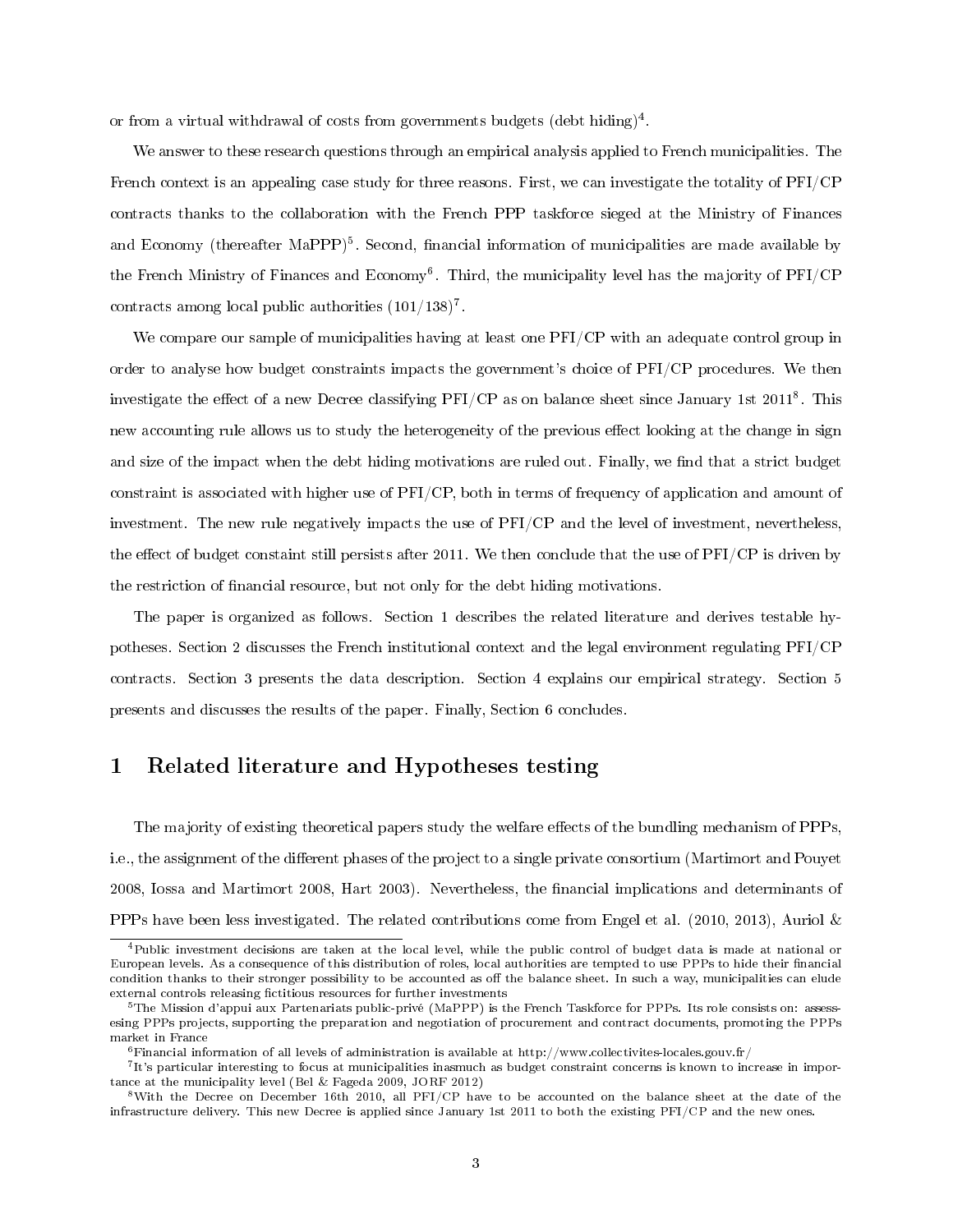or from a virtual withdrawal of costs from governments budgets (debt hiding)[4].

We answer to these research questions through an empirical analysis applied to French municipalities. The French context is an appealing case study for three reasons. First, we can investigate the totality of PFI/CP contracts thanks to the collaboration with the French PPP taskforce sieged at the Ministry of Finances and Economy (thereafter MaPPP)[5]. Second, financial information of municipalities are made available by the French Ministry of Finances and Economy[6]. Third, the municipality level has the majority of PFI/CP contracts among local public authorities (101/138)[7].

We compare our sample of municipalities having at least one PFI/CP with an adequate control group in order to analyse how budget constraints impacts the government's choice of PFI/CP procedures. We then investigate the effect of a new Decree classifying PFI/CP as on balance sheet since January 1st 2011[8]. This new accounting rule allows us to study the heterogeneity of the previous effect looking at the change in sign and size of the impact when the debt hiding motivations are ruled out. Finally, we find that a strict budget constraint is associated with higher use of PFI/CP, both in terms of frequency of application and amount of investment. The new rule negatively impacts the use of PFI/CP and the level of investment, nevertheless, the effect of budget constaint still persists after 2011. We then conclude that the use of PFI/CP is driven by the restriction of financial resource, but not only for the debt hiding motivations.

The paper is organized as follows. Section 1 describes the related literature and derives testable hypotheses. Section 2 discusses the French institutional context and the legal environment regulating PFI/CP contracts. Section 3 presents the data description. Section 4 explains our empirical strategy. Section 5 presents and discusses the results of the paper. Finally, Section 6 concludes.

# 1 Related literature and Hypotheses testing

The majority of existing theoretical papers study the welfare effects of the bundling mechanism of PPPs, i.e., the assignment of the different phases of the project to a single private consortium (Martimort and Pouyet 2008, Iossa and Martimort 2008, Hart 2003). Nevertheless, the financial implications and determinants of PPPs have been less investigated. The related contributions come from Engel et al. (2010, 2013), Auriol &

[4] Public investment decisions are taken at the local level, while the public control of budget data is made at national or European levels. As a consequence of this distribution of roles, local authorities are tempted to use PPPs to hide their financial condition thanks to their stronger possibility to be accounted as off the balance sheet. In such a way, municipalities can elude external controls releasing fictitious resources for further investments

[5] The Mission d'appui aux Partenariats public-privé (MaPPP) is the French Taskforce for PPPs. Its role consists on: assessesing PPPs projects, supporting the preparation and negotiation of procurement and contract documents, promoting the PPPs market in France

[6] Financial information of all levels of administration is available at http://www.collectivites-locales.gouv.fr/

[7] It's particular interesting to focus at municipalities inasmuch as budget constraint concerns is known to increase in importance at the municipality level (Bel & Fageda 2009, JORF 2012)

[8] With the Decree on December 16th 2010, all PFI/CP have to be accounted on the balance sheet at the date of the infrastructure delivery. This new Decree is applied since January 1st 2011 to both the existing PFI/CP and the new ones.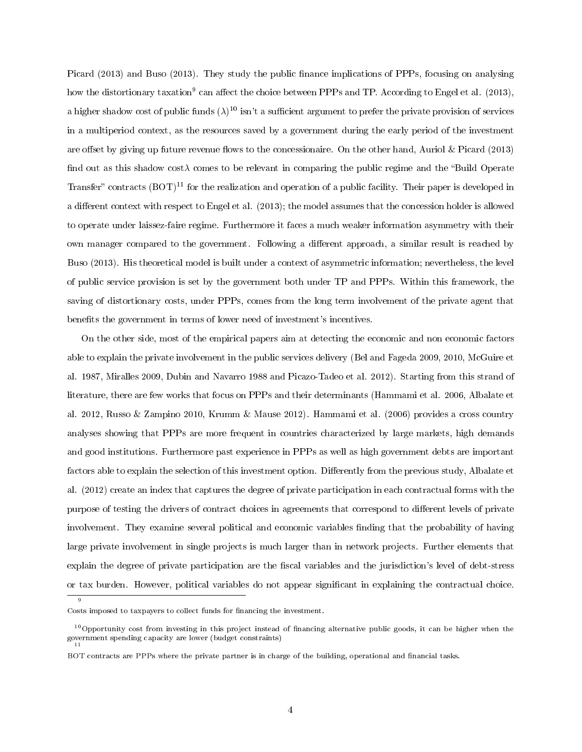Picard (2013) and Buso (2013). They study the public finance implications of PPPs, focusing on analysing how the distortionary taxation[9] can affect the choice between PPPs and TP. According to Engel et al. (2013), a higher shadow cost of public funds ($\lambda$)[10] isn't a sufficient argument to prefer the private provision of services in a multiperiod context, as the resources saved by a government during the early period of the investment are offset by giving up future revenue flows to the concessionaire. On the other hand, Auriol & Picard (2013) find out as this shadow cost$\lambda$ comes to be relevant in comparing the public regime and the "Build Operate Transfer" contracts (BOT)[11] for the realization and operation of a public facility. Their paper is developed in a different context with respect to Engel et al. (2013); the model assumes that the concession holder is allowed to operate under laissez-faire regime. Furthermore it faces a much weaker information asymmetry with their own manager compared to the government. Following a different approach, a similar result is reached by Buso (2013). His theoretical model is built under a context of asymmetric information; nevertheless, the level of public service provision is set by the government both under TP and PPPs. Within this framework, the saving of distortionary costs, under PPPs, comes from the long term involvement of the private agent that benefits the government in terms of lower need of investment's incentives.

On the other side, most of the empirical papers aim at detecting the economic and non economic factors able to explain the private involvement in the public services delivery (Bel and Fageda 2009, 2010, McGuire et al. 1987, Miralles 2009, Dubin and Navarro 1988 and Picazo-Tadeo et al. 2012). Starting from this strand of literature, there are few works that focus on PPPs and their determinants (Hammami et al. 2006, Albalate et al. 2012, Russo & Zampino 2010, Krumm & Mause 2012). Hammami et al. (2006) provides a cross country analyses showing that PPPs are more frequent in countries characterized by large markets, high demands and good institutions. Furthermore past experience in PPPs as well as high government debts are important factors able to explain the selection of this investment option. Differently from the previous study, Albalate et al. (2012) create an index that captures the degree of private participation in each contractual forms with the purpose of testing the drivers of contract choices in agreements that correspond to different levels of private involvement. They examine several political and economic variables finding that the probability of having large private involvement in single projects is much larger than in network projects. Further elements that explain the degree of private participation are the fiscal variables and the jurisdiction's level of debt-stress or tax burden. However, political variables do not appear significant in explaining the contractual choice.

[9] Costs imposed to taxpayers to collect funds for financing the investment.

[10] Opportunity cost from investing in this project instead of financing alternative public goods, it can be higher when the government spending capacity are lower (budget constraints)

[11] BOT contracts are PPPs where the private partner is in charge of the building, operational and financial tasks.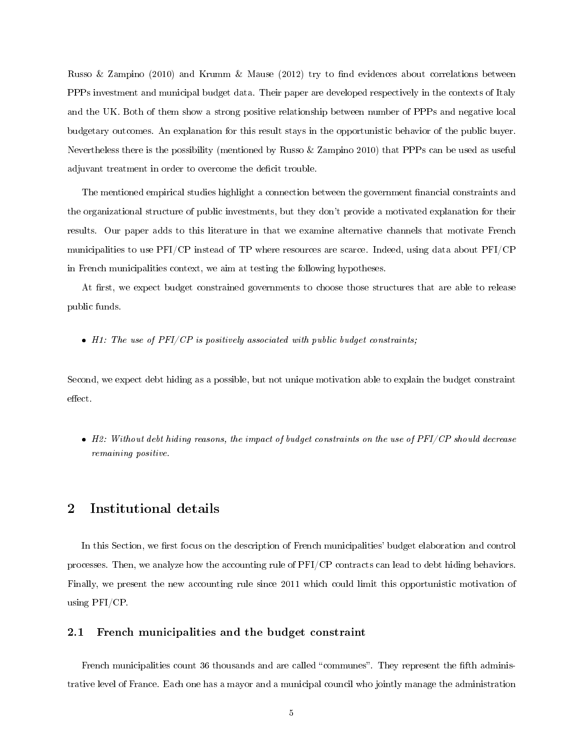Russo & Zampino (2010) and Krumm & Mause (2012) try to find evidences about correlations between PPPs investment and municipal budget data. Their paper are developed respectively in the contexts of Italy and the UK. Both of them show a strong positive relationship between number of PPPs and negative local budgetary outcomes. An explanation for this result stays in the opportunistic behavior of the public buyer. Nevertheless there is the possibility (mentioned by Russo & Zampino 2010) that PPPs can be used as useful adjuvant treatment in order to overcome the deficit trouble.

The mentioned empirical studies highlight a connection between the government financial constraints and the organizational structure of public investments, but they don't provide a motivated explanation for their results. Our paper adds to this literature in that we examine alternative channels that motivate French municipalities to use PFI/CP instead of TP where resources are scarce. Indeed, using data about PFI/CP in French municipalities context, we aim at testing the following hypotheses.

At first, we expect budget constrained governments to choose those structures that are able to release public funds.

- *H1: The use of PFI/CP is positively associated with public budget constraints;*

Second, we expect debt hiding as a possible, but not unique motivation able to explain the budget constraint effect.

- *H2: Without debt hiding reasons, the impact of budget constraints on the use of PFI/CP should decrease remaining positive.*

## 2 Institutional details

In this Section, we first focus on the description of French municipalities' budget elaboration and control processes. Then, we analyze how the accounting rule of PFI/CP contracts can lead to debt hiding behaviors. Finally, we present the new accounting rule since 2011 which could limit this opportunistic motivation of using PFI/CP.

### 2.1 French municipalities and the budget constraint

French municipalities count 36 thousands and are called "communes". They represent the fifth administrative level of France. Each one has a mayor and a municipal council who jointly manage the administration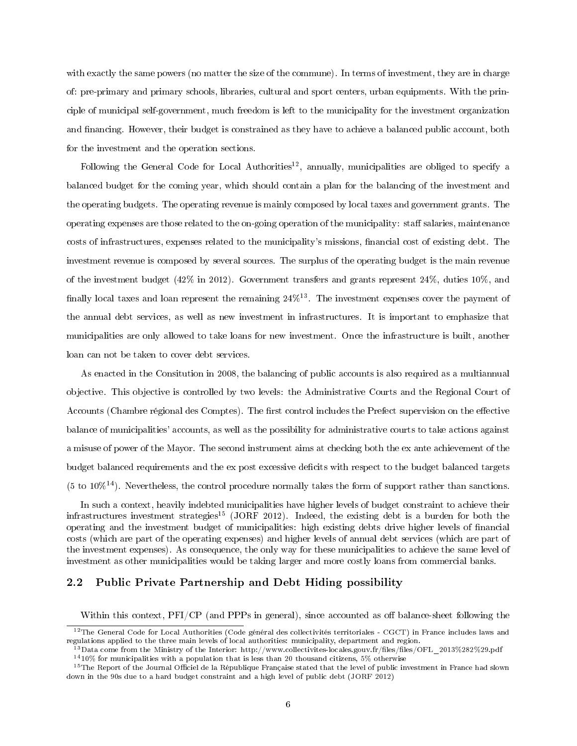with exactly the same powers (no matter the size of the commune). In terms of investment, they are in charge of: pre-primary and primary schools, libraries, cultural and sport centers, urban equipments. With the principle of municipal self-government, much freedom is left to the municipality for the investment organization and financing. However, their budget is constrained as they have to achieve a balanced public account, both for the investment and the operation sections.

Following the General Code for Local Authorities[12], annually, municipalities are obliged to specify a balanced budget for the coming year, which should contain a plan for the balancing of the investment and the operating budgets. The operating revenue is mainly composed by local taxes and government grants. The operating expenses are those related to the on-going operation of the municipality: staff salaries, maintenance costs of infrastructures, expenses related to the municipality's missions, financial cost of existing debt. The investment revenue is composed by several sources. The surplus of the operating budget is the main revenue of the investment budget (42% in 2012). Government transfers and grants represent 24%, duties 10%, and finally local taxes and loan represent the remaining 24%[13]. The investment expenses cover the payment of the annual debt services, as well as new investment in infrastructures. It is important to emphasize that municipalities are only allowed to take loans for new investment. Once the infrastructure is built, another loan can not be taken to cover debt services.

As enacted in the Consitution in 2008, the balancing of public accounts is also required as a multiannual objective. This objective is controlled by two levels: the Administrative Courts and the Regional Court of Accounts (Chambre régional des Comptes). The first control includes the Prefect supervision on the effective balance of municipalities' accounts, as well as the possibility for administrative courts to take actions against a misuse of power of the Mayor. The second instrument aims at checking both the ex ante achievement of the budget balanced requirements and the ex post excessive deficits with respect to the budget balanced targets (5 to 10%[14]). Nevertheless, the control procedure normally takes the form of support rather than sanctions.

In such a context, heavily indebted municipalities have higher levels of budget constraint to achieve their infrastructures investment strategies[15] (JORF 2012). Indeed, the existing debt is a burden for both the operating and the investment budget of municipalities: high existing debts drive higher levels of financial costs (which are part of the operating expenses) and higher levels of annual debt services (which are part of the investment expenses). As consequence, the only way for these municipalities to achieve the same level of investment as other municipalities would be taking larger and more costly loans from commercial banks.

## 2.2 Public Private Partnership and Debt Hiding possibility

Within this context, PFI/CP (and PPPs in general), since accounted as off balance-sheet following the

---

[12] The General Code for Local Authorities (Code général des collectivités territoriales - CGCT) in France includes laws and regulations applied to the three main levels of local authorities: municipality, department and region.

[13] Data come from the Ministry of the Interior: http://www.collectivites-locales.gouv.fr/files/files/OFL_2013%282%29.pdf

[14] 10% for municipalities with a population that is less than 20 thousand citizens, 5% otherwise

[15] The Report of the Journal Officiel de la République Française stated that the level of public investment in France had slown down in the 90s due to a hard budget constraint and a high level of public debt (JORF 2012)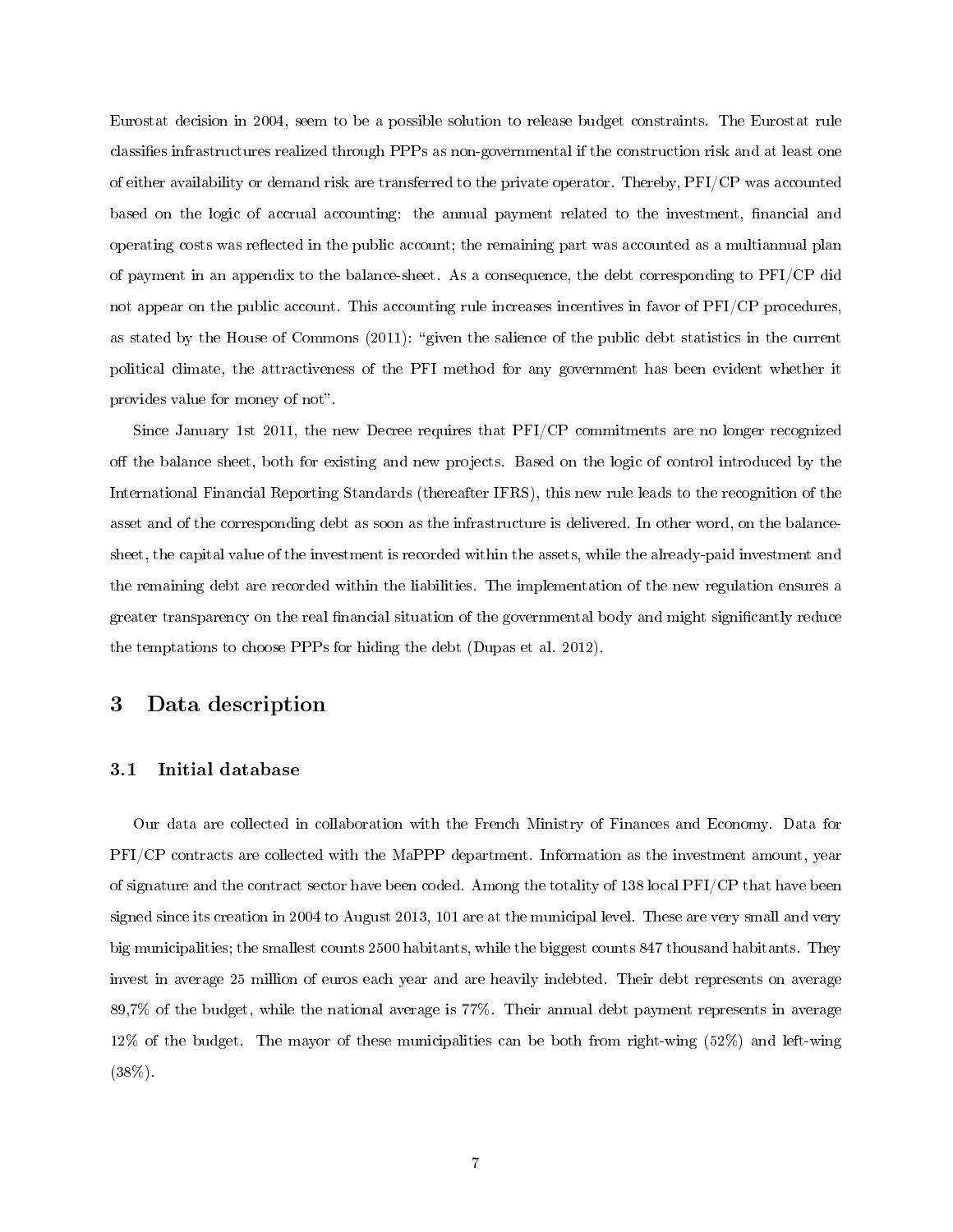Eurostat decision in 2004, seem to be a possible solution to release budget constraints. The Eurostat rule classifies infrastructures realized through PPPs as non-governmental if the construction risk and at least one of either availability or demand risk are transferred to the private operator. Thereby, PFI/CP was accounted based on the logic of accrual accounting: the annual payment related to the investment, financial and operating costs was reflected in the public account; the remaining part was accounted as a multiannual plan of payment in an appendix to the balance-sheet. As a consequence, the debt corresponding to PFI/CP did not appear on the public account. This accounting rule increases incentives in favor of PFI/CP procedures, as stated by the House of Commons (2011): "given the salience of the public debt statistics in the current political climate, the attractiveness of the PFI method for any government has been evident whether it provides value for money of not".

Since January 1st 2011, the new Decree requires that PFI/CP commitments are no longer recognized off the balance sheet, both for existing and new projects. Based on the logic of control introduced by the International Financial Reporting Standards (thereafter IFRS), this new rule leads to the recognition of the asset and of the corresponding debt as soon as the infrastructure is delivered. In other word, on the balance-sheet, the capital value of the investment is recorded within the assets, while the already-paid investment and the remaining debt are recorded within the liabilities. The implementation of the new regulation ensures a greater transparency on the real financial situation of the governmental body and might significantly reduce the temptations to choose PPPs for hiding the debt (Dupas et al. 2012).

# 3 Data description

## 3.1 Initial database

Our data are collected in collaboration with the French Ministry of Finances and Economy. Data for PFI/CP contracts are collected with the MaPPP department. Information as the investment amount, year of signature and the contract sector have been coded. Among the totality of 138 local PFI/CP that have been signed since its creation in 2004 to August 2013, 101 are at the municipal level. These are very small and very big municipalities; the smallest counts 2500 habitants, while the biggest counts 847 thousand habitants. They invest in average 25 million of euros each year and are heavily indebted. Their debt represents on average 89,7% of the budget, while the national average is 77%. Their annual debt payment represents in average 12% of the budget. The mayor of these municipalities can be both from right-wing (52%) and left-wing (38%).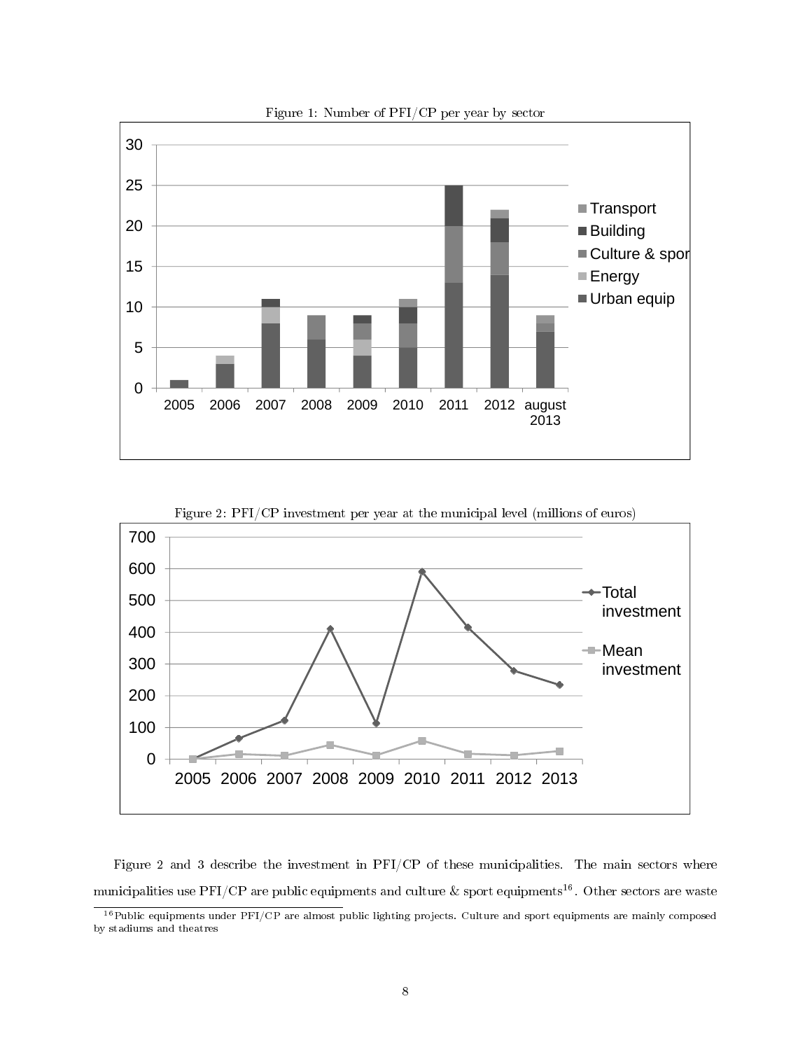Figure 1: Number of PFI/CP per year by sector

Figure 2: PFI/CP investment per year at the municipal level (millions of euros)

Figure 2 and 3 describe the investment in PFI/CP of these municipalities. The main sectors where municipalities use PFI/CP are public equipments and culture & sport equipments[16]. Other sectors are waste

[16] Public equipments under PFI/CP are almost public lighting projects. Culture and sport equipments are mainly composed by stadiums and theatres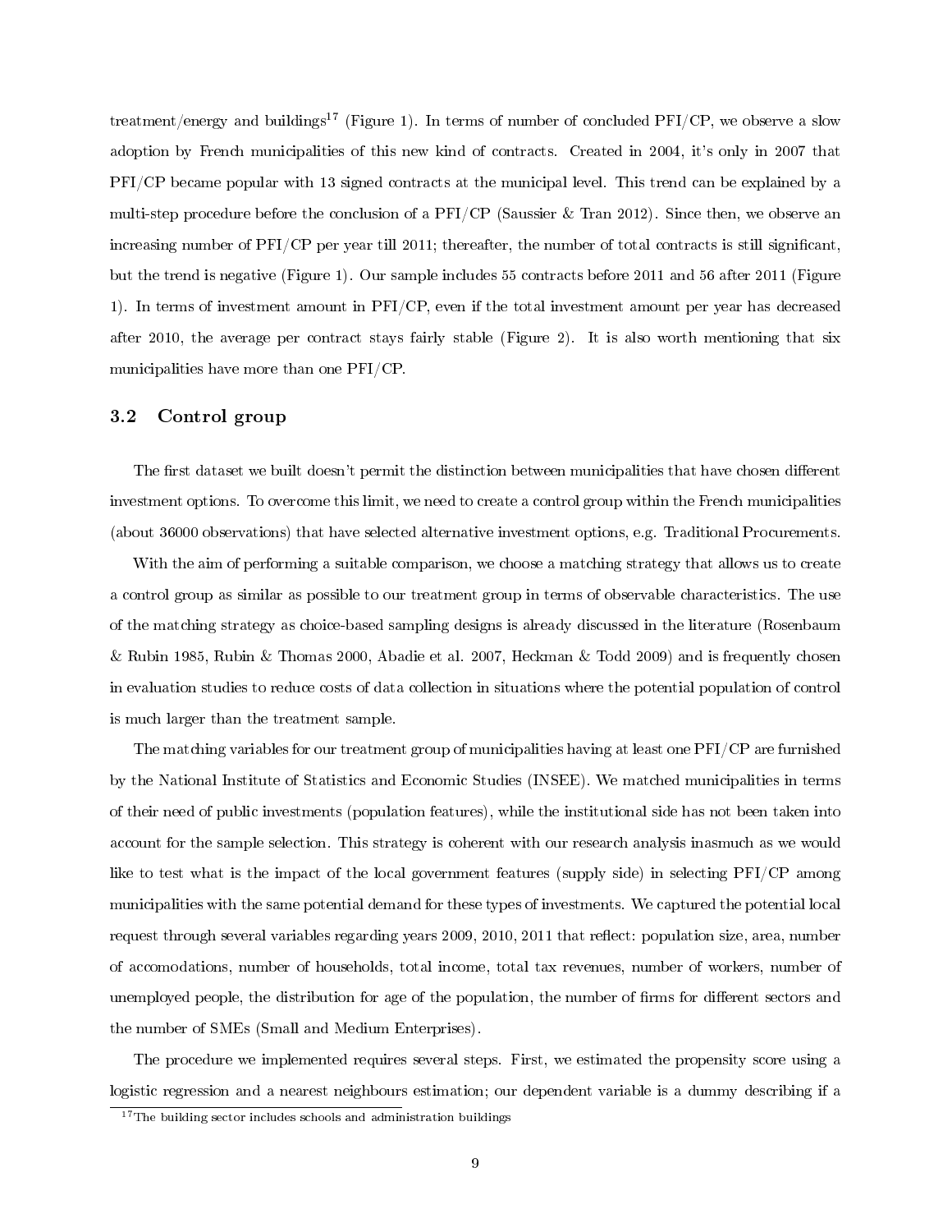treatment/energy and buildings[17] (Figure 1). In terms of number of concluded PFI/CP, we observe a slow adoption by French municipalities of this new kind of contracts. Created in 2004, it's only in 2007 that PFI/CP became popular with 13 signed contracts at the municipal level. This trend can be explained by a multi-step procedure before the conclusion of a PFI/CP (Saussier & Tran 2012). Since then, we observe an increasing number of PFI/CP per year till 2011; thereafter, the number of total contracts is still significant, but the trend is negative (Figure 1). Our sample includes 55 contracts before 2011 and 56 after 2011 (Figure 1). In terms of investment amount in PFI/CP, even if the total investment amount per year has decreased after 2010, the average per contract stays fairly stable (Figure 2). It is also worth mentioning that six municipalities have more than one PFI/CP.

### 3.2 Control group

The first dataset we built doesn't permit the distinction between municipalities that have chosen different investment options. To overcome this limit, we need to create a control group within the French municipalities (about 36000 observations) that have selected alternative investment options, e.g. Traditional Procurements.

With the aim of performing a suitable comparison, we choose a matching strategy that allows us to create a control group as similar as possible to our treatment group in terms of observable characteristics. The use of the matching strategy as choice-based sampling designs is already discussed in the literature (Rosenbaum & Rubin 1985, Rubin & Thomas 2000, Abadie et al. 2007, Heckman & Todd 2009) and is frequently chosen in evaluation studies to reduce costs of data collection in situations where the potential population of control is much larger than the treatment sample.

The matching variables for our treatment group of municipalities having at least one PFI/CP are furnished by the National Institute of Statistics and Economic Studies (INSEE). We matched municipalities in terms of their need of public investments (population features), while the institutional side has not been taken into account for the sample selection. This strategy is coherent with our research analysis inasmuch as we would like to test what is the impact of the local government features (supply side) in selecting PFI/CP among municipalities with the same potential demand for these types of investments. We captured the potential local request through several variables regarding years 2009, 2010, 2011 that reflect: population size, area, number of accomodations, number of households, total income, total tax revenues, number of workers, number of unemployed people, the distribution for age of the population, the number of firms for different sectors and the number of SMEs (Small and Medium Enterprises).

The procedure we implemented requires several steps. First, we estimated the propensity score using a logistic regression and a nearest neighbours estimation; our dependent variable is a dummy describing if a

[17] The building sector includes schools and administration buildings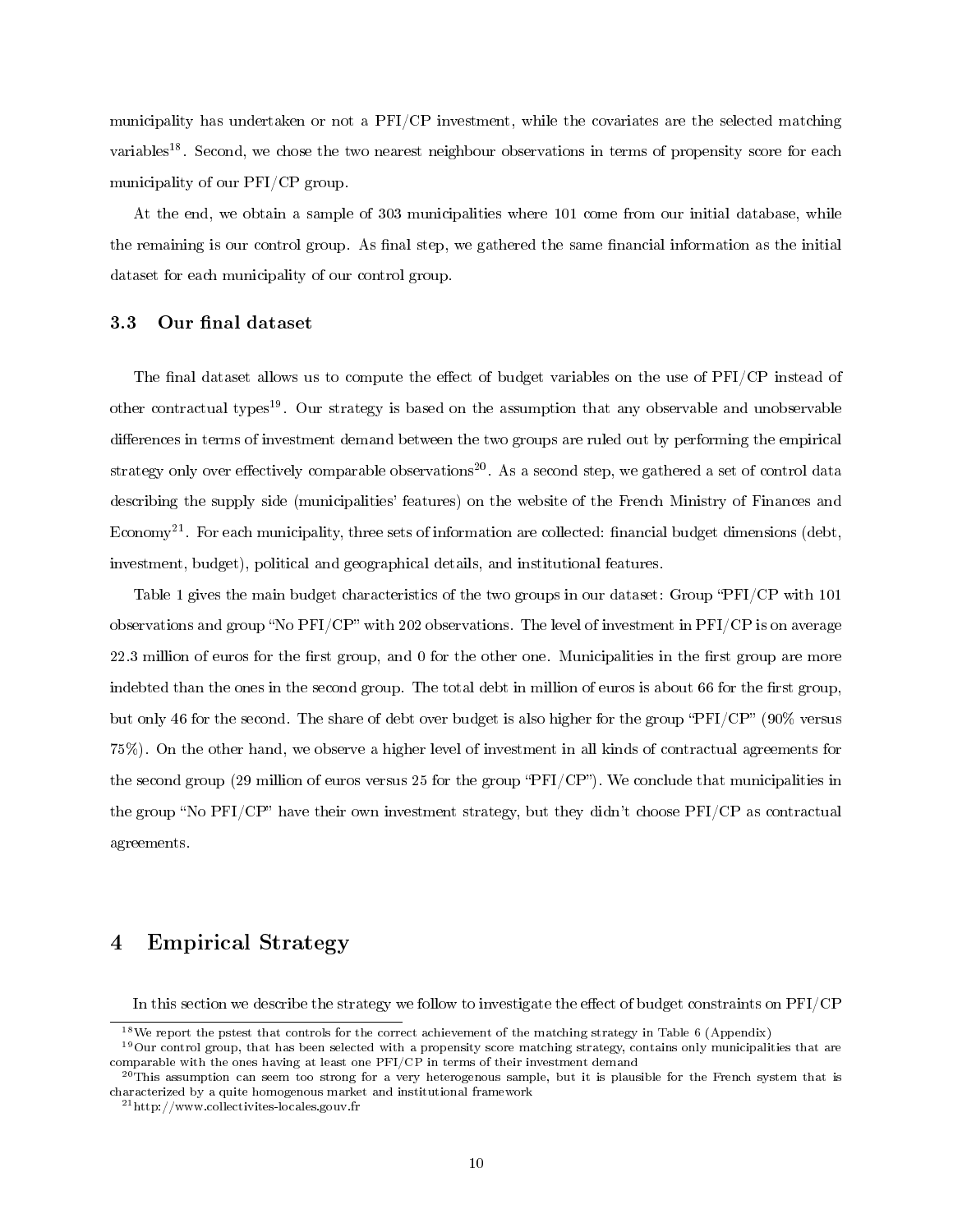municipality has undertaken or not a PFI/CP investment, while the covariates are the selected matching variables[18]. Second, we chose the two nearest neighbour observations in terms of propensity score for each municipality of our PFI/CP group.

At the end, we obtain a sample of 303 municipalities where 101 come from our initial database, while the remaining is our control group. As final step, we gathered the same financial information as the initial dataset for each municipality of our control group.

### 3.3 Our final dataset

The final dataset allows us to compute the effect of budget variables on the use of PFI/CP instead of other contractual types[19]. Our strategy is based on the assumption that any observable and unobservable differences in terms of investment demand between the two groups are ruled out by performing the empirical strategy only over effectively comparable observations[20]. As a second step, we gathered a set of control data describing the supply side (municipalities' features) on the website of the French Ministry of Finances and Economy[21]. For each municipality, three sets of information are collected: financial budget dimensions (debt, investment, budget), political and geographical details, and institutional features.

Table 1 gives the main budget characteristics of the two groups in our dataset: Group "PFI/CP with 101 observations and group "No PFI/CP" with 202 observations. The level of investment in PFI/CP is on average 22.3 million of euros for the first group, and 0 for the other one. Municipalities in the first group are more indebted than the ones in the second group. The total debt in million of euros is about 66 for the first group, but only 46 for the second. The share of debt over budget is also higher for the group "PFI/CP" (90% versus 75%). On the other hand, we observe a higher level of investment in all kinds of contractual agreements for the second group (29 million of euros versus 25 for the group "PFI/CP"). We conclude that municipalities in the group "No PFI/CP" have their own investment strategy, but they didn't choose PFI/CP as contractual agreements.

## 4 Empirical Strategy

In this section we describe the strategy we follow to investigate the effect of budget constraints on PFI/CP

[18] We report the pstest that controls for the correct achievement of the matching strategy in Table 6 (Appendix)

[19] Our control group, that has been selected with a propensity score matching strategy, contains only municipalities that are comparable with the ones having at least one PFI/CP in terms of their investment demand

[20] This assumption can seem too strong for a very heterogenous sample, but it is plausible for the French system that is characterized by a quite homogenous market and institutional framework

[21] http://www.collectivites-locales.gouv.fr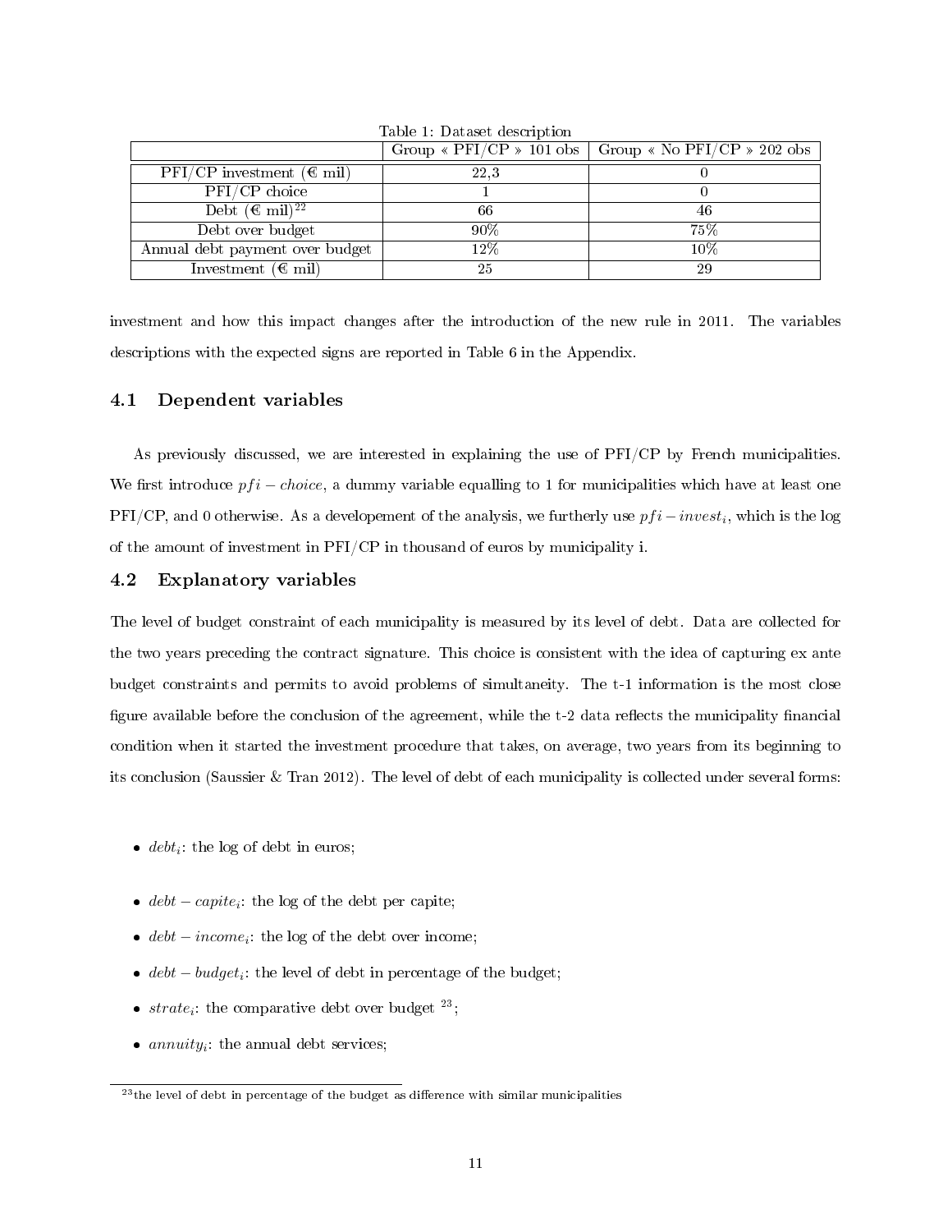Table 1: Dataset description

| | Group « PFI/CP » 101 obs | Group « No PFI/CP » 202 obs |
|---|---|---|
| PFI/CP investment (€ mil) | 22,3 | 0 |
| PFI/CP choice | 1 | 0 |
| Debt (€ mil)[22] | 66 | 46 |
| Debt over budget | 90% | 75% |
| Annual debt payment over budget | 12% | 10% |
| Investment (€ mil) | 25 | 29 |

investment and how this impact changes after the introduction of the new rule in 2011. The variables descriptions with the expected signs are reported in Table 6 in the Appendix.

### 4.1 Dependent variables

As previously discussed, we are interested in explaining the use of PFI/CP by French municipalities. We first introduce $pfi-choice$, a dummy variable equalling to 1 for municipalities which have at least one PFI/CP, and 0 otherwise. As a developement of the analysis, we furtherly use $pfi-invest_i$, which is the log of the amount of investment in PFI/CP in thousand of euros by municipality i.

### 4.2 Explanatory variables

The level of budget constraint of each municipality is measured by its level of debt. Data are collected for the two years preceding the contract signature. This choice is consistent with the idea of capturing ex ante budget constraints and permits to avoid problems of simultaneity. The t-1 information is the most close figure available before the conclusion of the agreement, while the t-2 data reflects the municipality financial condition when it started the investment procedure that takes, on average, two years from its beginning to its conclusion (Saussier & Tran 2012). The level of debt of each municipality is collected under several forms:

- $debt_i$: the log of debt in euros;
- $debt-capite_i$: the log of the debt per capite;
- $debt-income_i$: the log of the debt over income;
- $debt-budget_i$: the level of debt in percentage of the budget;
- $strate_i$: the comparative debt over budget [23];
- $annuity_i$: the annual debt services;

[23] the level of debt in percentage of the budget as difference with similar municipalities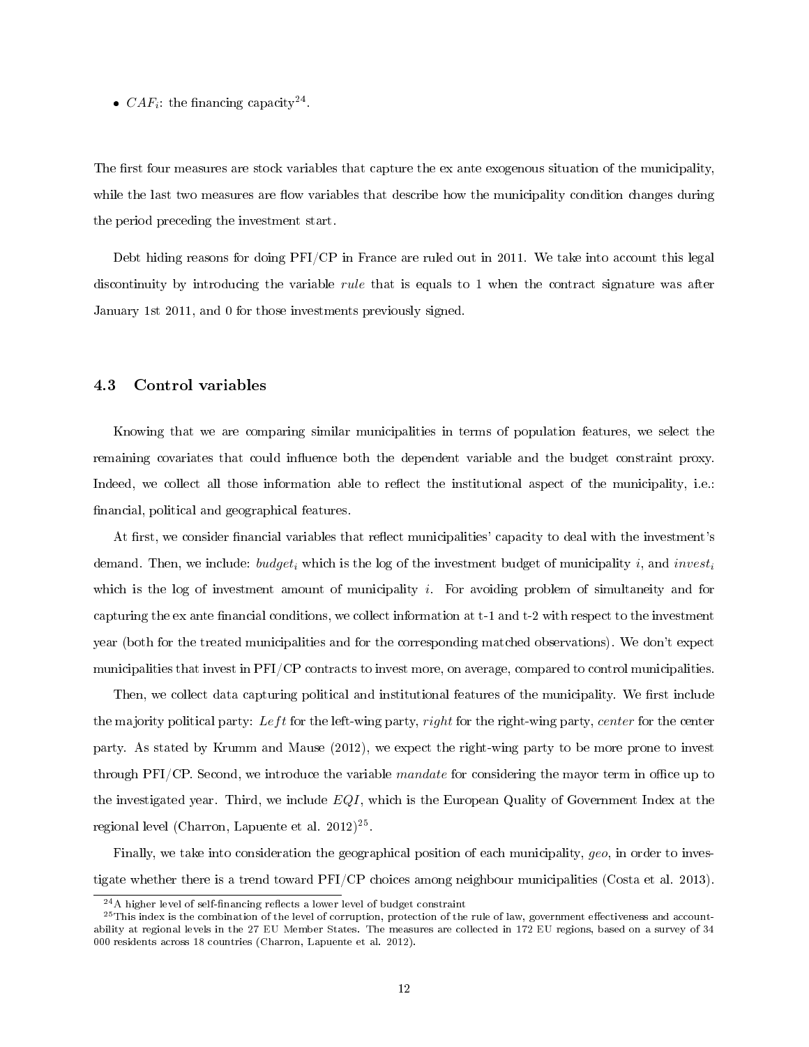- $CAF_i$: the financing capacity[24].

The first four measures are stock variables that capture the ex ante exogenous situation of the municipality, while the last two measures are flow variables that describe how the municipality condition changes during the period preceding the investment start.

Debt hiding reasons for doing PFI/CP in France are ruled out in 2011. We take into account this legal discontinuity by introducing the variable *rule* that is equals to 1 when the contract signature was after January 1st 2011, and 0 for those investments previously signed.

### 4.3 Control variables

Knowing that we are comparing similar municipalities in terms of population features, we select the remaining covariates that could influence both the dependent variable and the budget constraint proxy. Indeed, we collect all those information able to reflect the institutional aspect of the municipality, i.e.: financial, political and geographical features.

At first, we consider financial variables that reflect municipalities' capacity to deal with the investment's demand. Then, we include: $budget_i$ which is the log of the investment budget of municipality $i$, and $invest_i$ which is the log of investment amount of municipality $i$. For avoiding problem of simultaneity and for capturing the ex ante financial conditions, we collect information at t-1 and t-2 with respect to the investment year (both for the treated municipalities and for the corresponding matched observations). We don't expect municipalities that invest in PFI/CP contracts to invest more, on average, compared to control municipalities.

Then, we collect data capturing political and institutional features of the municipality. We first include the majority political party: *Left* for the left-wing party, *right* for the right-wing party, *center* for the center party. As stated by Krumm and Mause (2012), we expect the right-wing party to be more prone to invest through PFI/CP. Second, we introduce the variable *mandate* for considering the mayor term in office up to the investigated year. Third, we include $EQI$, which is the European Quality of Government Index at the regional level (Charron, Lapuente et al. 2012)[25].

Finally, we take into consideration the geographical position of each municipality, *geo*, in order to investigate whether there is a trend toward PFI/CP choices among neighbour municipalities (Costa et al. 2013).

[24] A higher level of self-financing reflects a lower level of budget constraint

[25] This index is the combination of the level of corruption, protection of the rule of law, government effectiveness and accountability at regional levels in the 27 EU Member States. The measures are collected in 172 EU regions, based on a survey of 34 000 residents across 18 countries (Charron, Lapuente et al. 2012).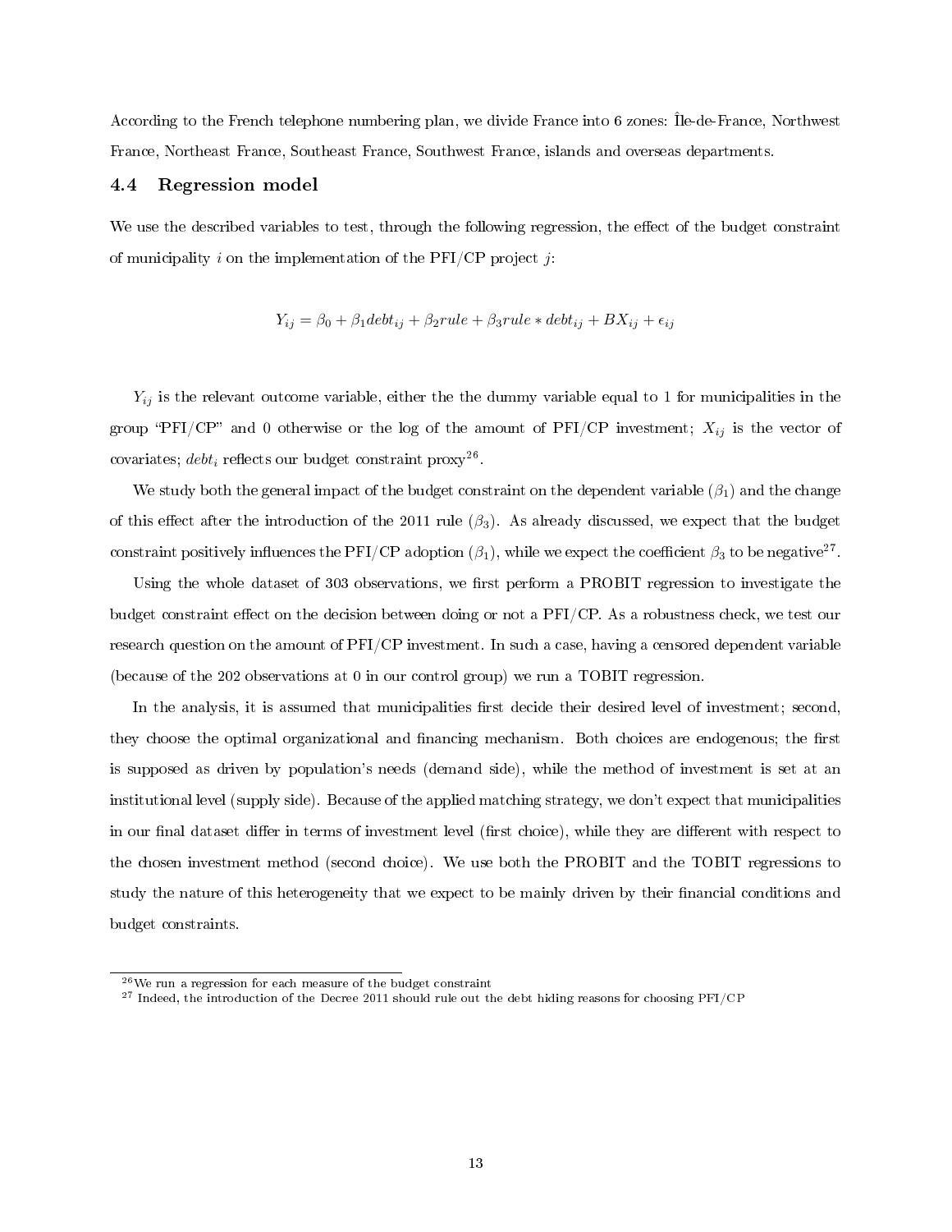According to the French telephone numbering plan, we divide France into 6 zones: Île-de-France, Northwest France, Northeast France, Southeast France, Southwest France, islands and overseas departments.

### 4.4 Regression model

We use the described variables to test, through the following regression, the effect of the budget constraint of municipality $i$ on the implementation of the PFI/CP project $j$:

$$Y_{ij} = \beta_0 + \beta_1 debt_{ij} + \beta_2 rule + \beta_3 rule * debt_{ij} + BX_{ij} + \epsilon_{ij}$$

$Y_{ij}$ is the relevant outcome variable, either the the dummy variable equal to 1 for municipalities in the group "PFI/CP" and 0 otherwise or the log of the amount of PFI/CP investment; $X_{ij}$ is the vector of covariates; $debt_i$ reflects our budget constraint proxy[26].

We study both the general impact of the budget constraint on the dependent variable ($\beta_1$) and the change of this effect after the introduction of the 2011 rule ($\beta_3$). As already discussed, we expect that the budget constraint positively influences the PFI/CP adoption ($\beta_1$), while we expect the coefficient $\beta_3$ to be negative[27].

Using the whole dataset of 303 observations, we first perform a PROBIT regression to investigate the budget constraint effect on the decision between doing or not a PFI/CP. As a robustness check, we test our research question on the amount of PFI/CP investment. In such a case, having a censored dependent variable (because of the 202 observations at 0 in our control group) we run a TOBIT regression.

In the analysis, it is assumed that municipalities first decide their desired level of investment; second, they choose the optimal organizational and financing mechanism. Both choices are endogenous; the first is supposed as driven by population's needs (demand side), while the method of investment is set at an institutional level (supply side). Because of the applied matching strategy, we don't expect that municipalities in our final dataset differ in terms of investment level (first choice), while they are different with respect to the chosen investment method (second choice). We use both the PROBIT and the TOBIT regressions to study the nature of this heterogeneity that we expect to be mainly driven by their financial conditions and budget constraints.

---

[26] We run a regression for each measure of the budget constraint

[27] Indeed, the introduction of the Decree 2011 should rule out the debt hiding reasons for choosing PFI/CP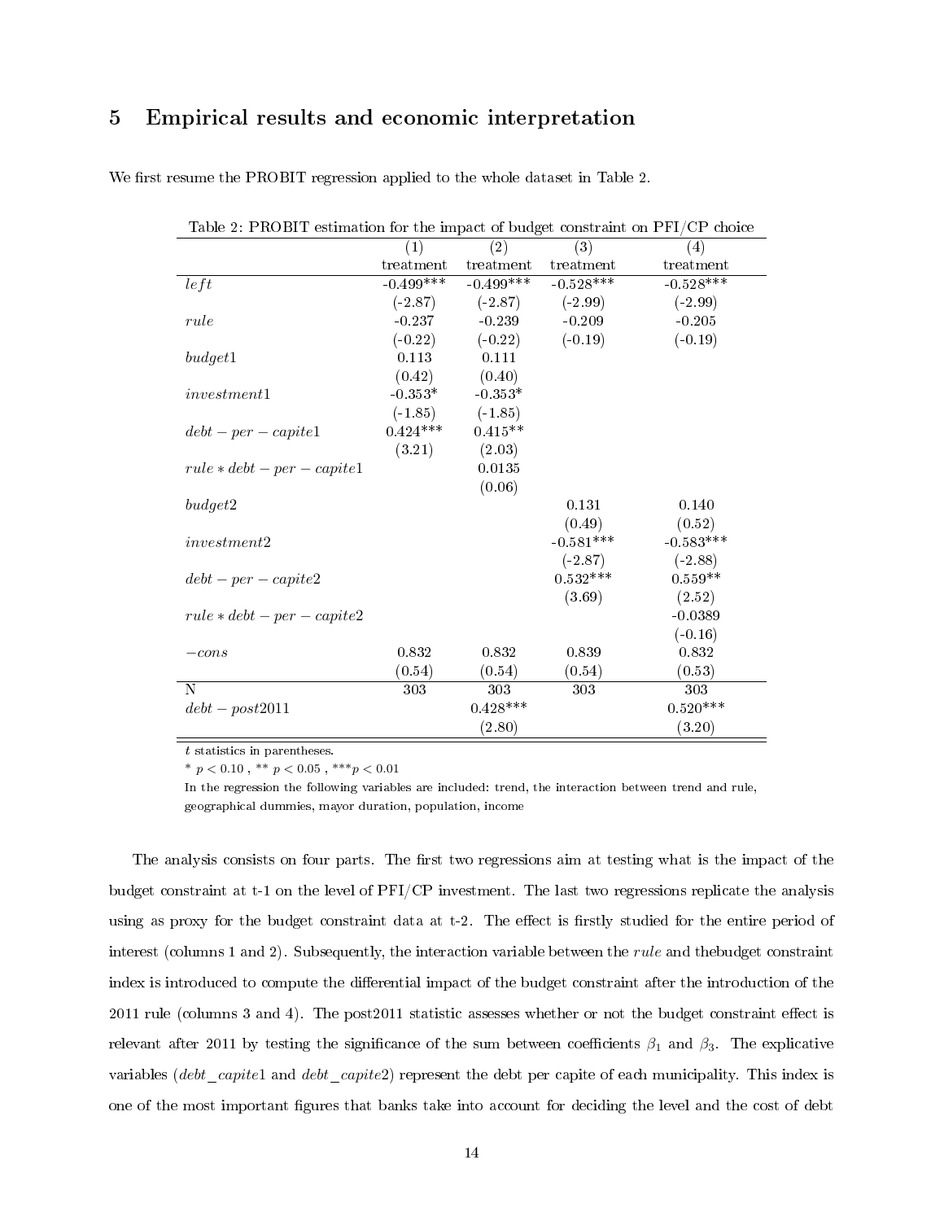## 5 Empirical results and economic interpretation

We first resume the PROBIT regression applied to the whole dataset in Table 2.

Table 2: PROBIT estimation for the impact of budget constraint on PFI/CP choice

| | (1) | (2) | (3) | (4) |
|---|---|---|---|---|
| | treatment | treatment | treatment | treatment |
| $left$ | -0.499*** | -0.499*** | -0.528*** | -0.528*** |
| | (-2.87) | (-2.87) | (-2.99) | (-2.99) |
| $rule$ | -0.237 | -0.239 | -0.209 | -0.205 |
| | (-0.22) | (-0.22) | (-0.19) | (-0.19) |
| $budget1$ | 0.113 | 0.111 | | |
| | (0.42) | (0.40) | | |
| $investment1$ | -0.353* | -0.353* | | |
| | (-1.85) | (-1.85) | | |
| $debt-per-capite1$ | 0.424*** | 0.415** | | |
| | (3.21) | (2.03) | | |
| $rule*debt-per-capite1$ | | 0.0135 | | |
| | | (0.06) | | |
| $budget2$ | | | 0.131 | 0.140 |
| | | | (0.49) | (0.52) |
| $investment2$ | | | -0.581*** | -0.583*** |
| | | | (-2.87) | (-2.88) |
| $debt-per-capite2$ | | | 0.532*** | 0.559** |
| | | | (3.69) | (2.52) |
| $rule*debt-per-capite2$ | | | | -0.0389 |
| | | | | (-0.16) |
| $-cons$ | 0.832 | 0.832 | 0.839 | 0.832 |
| | (0.54) | (0.54) | (0.54) | (0.53) |
| N | 303 | 303 | 303 | 303 |
| $debt-post2011$ | | 0.428*** | | 0.520*** |
| | | (2.80) | | (3.20) |

$t$ statistics in parentheses.

* $p < 0.10$ , ** $p < 0.05$ , *** $p < 0.01$

In the regression the following variables are included: trend, the interaction between trend and rule, geographical dummies, mayor duration, population, income

The analysis consists on four parts. The first two regressions aim at testing what is the impact of the budget constraint at t-1 on the level of PFI/CP investment. The last two regressions replicate the analysis using as proxy for the budget constraint data at t-2. The effect is firstly studied for the entire period of interest (columns 1 and 2). Subsequently, the interaction variable between the $rule$ and thebudget constraint index is introduced to compute the differential impact of the budget constraint after the introduction of the 2011 rule (columns 3 and 4). The post2011 statistic assesses whether or not the budget constraint effect is relevant after 2011 by testing the significance of the sum between coefficients $\beta_1$ and $\beta_3$. The explicative variables ($debt\_capite1$ and $debt\_capite2$) represent the debt per capite of each municipality. This index is one of the most important figures that banks take into account for deciding the level and the cost of debt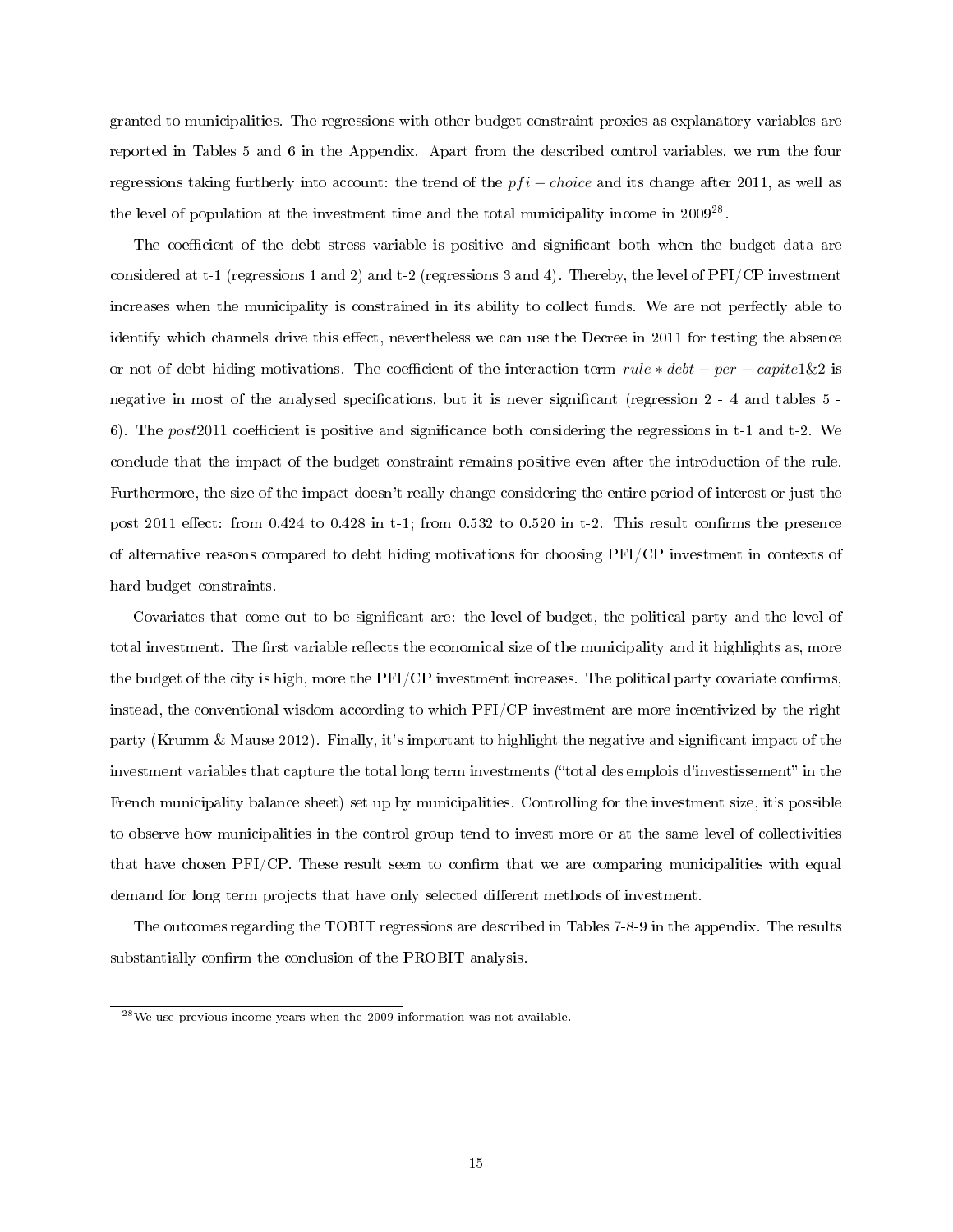granted to municipalities. The regressions with other budget constraint proxies as explanatory variables are reported in Tables 5 and 6 in the Appendix. Apart from the described control variables, we run the four regressions taking furtherly into account: the trend of the $pfi - choice$ and its change after 2011, as well as the level of population at the investment time and the total municipality income in 2009[28].

The coefficient of the debt stress variable is positive and significant both when the budget data are considered at t-1 (regressions 1 and 2) and t-2 (regressions 3 and 4). Thereby, the level of PFI/CP investment increases when the municipality is constrained in its ability to collect funds. We are not perfectly able to identify which channels drive this effect, nevertheless we can use the Decree in 2011 for testing the absence or not of debt hiding motivations. The coefficient of the interaction term $rule * debt - per - capite1\&2$ is negative in most of the analysed specifications, but it is never significant (regression 2 - 4 and tables 5 - 6). The $post2011$ coefficient is positive and significance both considering the regressions in t-1 and t-2. We conclude that the impact of the budget constraint remains positive even after the introduction of the rule. Furthermore, the size of the impact doesn't really change considering the entire period of interest or just the post 2011 effect: from 0.424 to 0.428 in t-1; from 0.532 to 0.520 in t-2. This result confirms the presence of alternative reasons compared to debt hiding motivations for choosing PFI/CP investment in contexts of hard budget constraints.

Covariates that come out to be significant are: the level of budget, the political party and the level of total investment. The first variable reflects the economical size of the municipality and it highlights as, more the budget of the city is high, more the PFI/CP investment increases. The political party covariate confirms, instead, the conventional wisdom according to which PFI/CP investment are more incentivized by the right party (Krumm & Mause 2012). Finally, it's important to highlight the negative and significant impact of the investment variables that capture the total long term investments ("total des emplois d'investissement" in the French municipality balance sheet) set up by municipalities. Controlling for the investment size, it's possible to observe how municipalities in the control group tend to invest more or at the same level of collectivities that have chosen PFI/CP. These result seem to confirm that we are comparing municipalities with equal demand for long term projects that have only selected different methods of investment.

The outcomes regarding the TOBIT regressions are described in Tables 7-8-9 in the appendix. The results substantially confirm the conclusion of the PROBIT analysis.

[28] We use previous income years when the 2009 information was not available.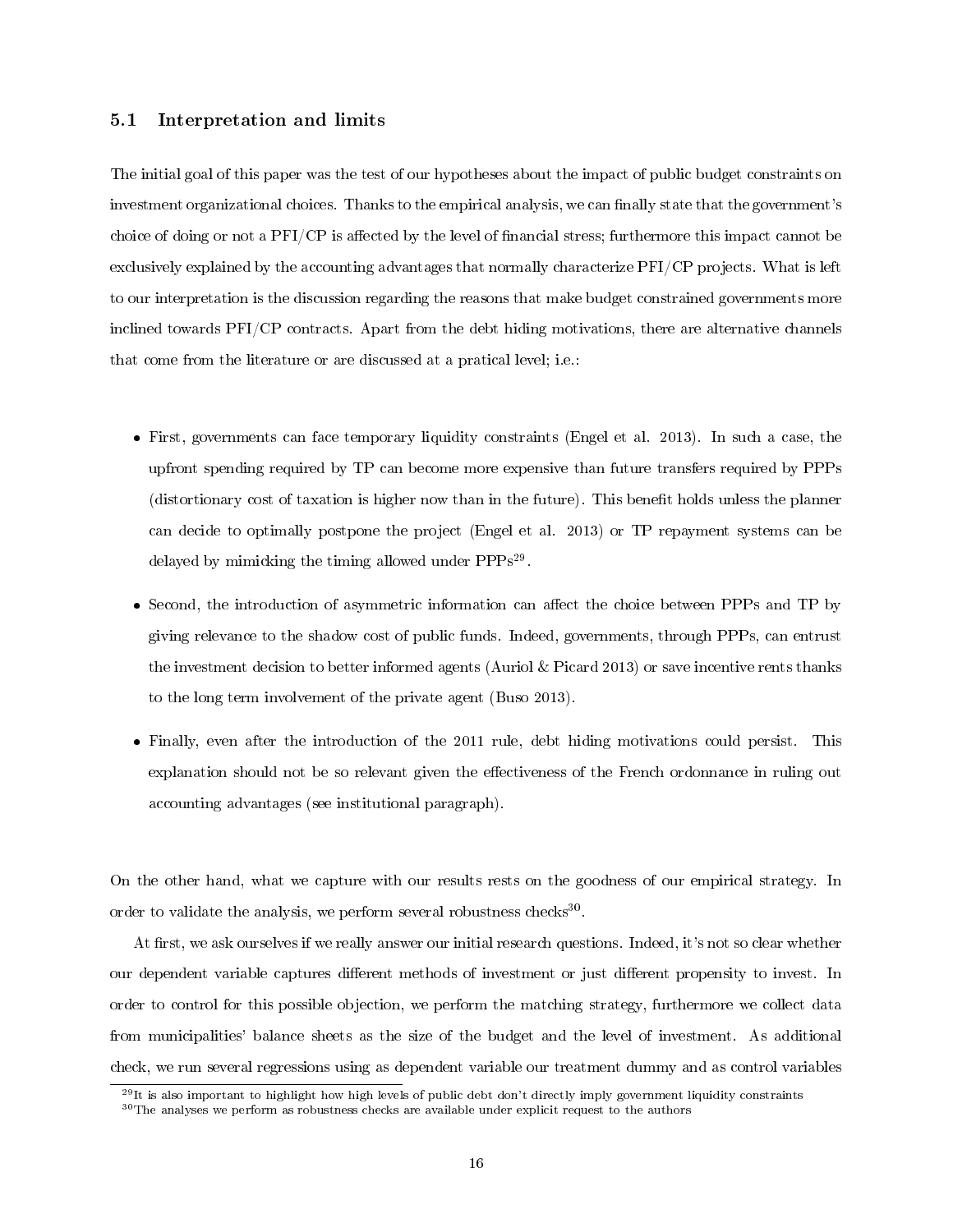### 5.1 Interpretation and limits

The initial goal of this paper was the test of our hypotheses about the impact of public budget constraints on investment organizational choices. Thanks to the empirical analysis, we can finally state that the government's choice of doing or not a PFI/CP is affected by the level of financial stress; furthermore this impact cannot be exclusively explained by the accounting advantages that normally characterize PFI/CP projects. What is left to our interpretation is the discussion regarding the reasons that make budget constrained governments more inclined towards PFI/CP contracts. Apart from the debt hiding motivations, there are alternative channels that come from the literature or are discussed at a pratical level; i.e.:

- First, governments can face temporary liquidity constraints (Engel et al. 2013). In such a case, the upfront spending required by TP can become more expensive than future transfers required by PPPs (distortionary cost of taxation is higher now than in the future). This benefit holds unless the planner can decide to optimally postpone the project (Engel et al. 2013) or TP repayment systems can be delayed by mimicking the timing allowed under PPPs[29].
- Second, the introduction of asymmetric information can affect the choice between PPPs and TP by giving relevance to the shadow cost of public funds. Indeed, governments, through PPPs, can entrust the investment decision to better informed agents (Auriol & Picard 2013) or save incentive rents thanks to the long term involvement of the private agent (Buso 2013).
- Finally, even after the introduction of the 2011 rule, debt hiding motivations could persist. This explanation should not be so relevant given the effectiveness of the French ordonnance in ruling out accounting advantages (see institutional paragraph).

On the other hand, what we capture with our results rests on the goodness of our empirical strategy. In order to validate the analysis, we perform several robustness checks[30].

At first, we ask ourselves if we really answer our initial research questions. Indeed, it's not so clear whether our dependent variable captures different methods of investment or just different propensity to invest. In order to control for this possible objection, we perform the matching strategy, furthermore we collect data from municipalities' balance sheets as the size of the budget and the level of investment. As additional check, we run several regressions using as dependent variable our treatment dummy and as control variables

[29] It is also important to highlight how high levels of public debt don't directly imply government liquidity constraints

[30] The analyses we perform as robustness checks are available under explicit request to the authors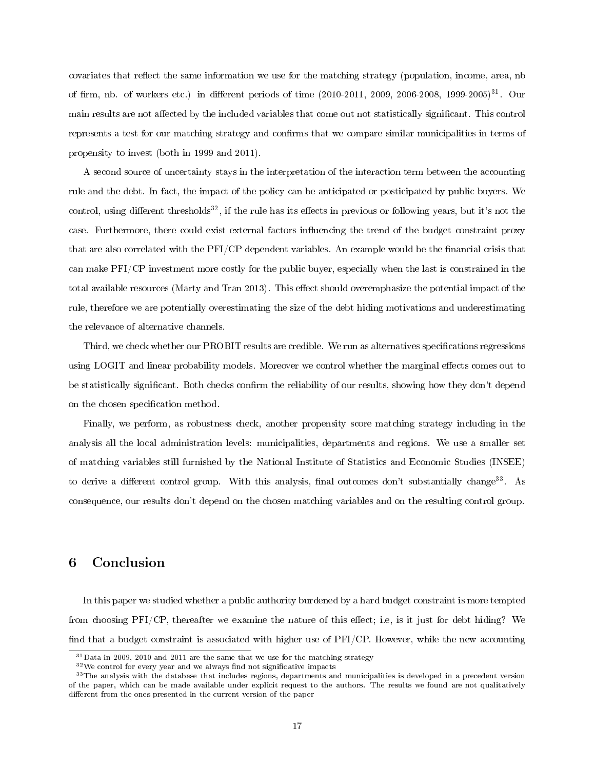covariates that reflect the same information we use for the matching strategy (population, income, area, nb of firm, nb. of workers etc.) in different periods of time (2010-2011, 2009, 2006-2008, 1999-2005)[31]. Our main results are not affected by the included variables that come out not statistically significant. This control represents a test for our matching strategy and confirms that we compare similar municipalities in terms of propensity to invest (both in 1999 and 2011).

A second source of uncertainty stays in the interpretation of the interaction term between the accounting rule and the debt. In fact, the impact of the policy can be anticipated or posticipated by public buyers. We control, using different thresholds[32], if the rule has its effects in previous or following years, but it's not the case. Furthermore, there could exist external factors influencing the trend of the budget constraint proxy that are also correlated with the PFI/CP dependent variables. An example would be the financial crisis that can make PFI/CP investment more costly for the public buyer, especially when the last is constrained in the total available resources (Marty and Tran 2013). This effect should overemphasize the potential impact of the rule, therefore we are potentially overestimating the size of the debt hiding motivations and underestimating the relevance of alternative channels.

Third, we check whether our PROBIT results are credible. We run as alternatives specifications regressions using LOGIT and linear probability models. Moreover we control whether the marginal effects comes out to be statistically significant. Both checks confirm the reliability of our results, showing how they don't depend on the chosen specification method.

Finally, we perform, as robustness check, another propensity score matching strategy including in the analysis all the local administration levels: municipalities, departments and regions. We use a smaller set of matching variables still furnished by the National Institute of Statistics and Economic Studies (INSEE) to derive a different control group. With this analysis, final outcomes don't substantially change[33]. As consequence, our results don't depend on the chosen matching variables and on the resulting control group.

# 6 Conclusion

In this paper we studied whether a public authority burdened by a hard budget constraint is more tempted from choosing PFI/CP, thereafter we examine the nature of this effect; i.e, is it just for debt hiding? We find that a budget constraint is associated with higher use of PFI/CP. However, while the new accounting

[31] Data in 2009, 2010 and 2011 are the same that we use for the matching strategy

[32] We control for every year and we always find not significative impacts

[33] The analysis with the database that includes regions, departments and municipalities is developed in a precedent version of the paper, which can be made available under explicit request to the authors. The results we found are not qualitatively different from the ones presented in the current version of the paper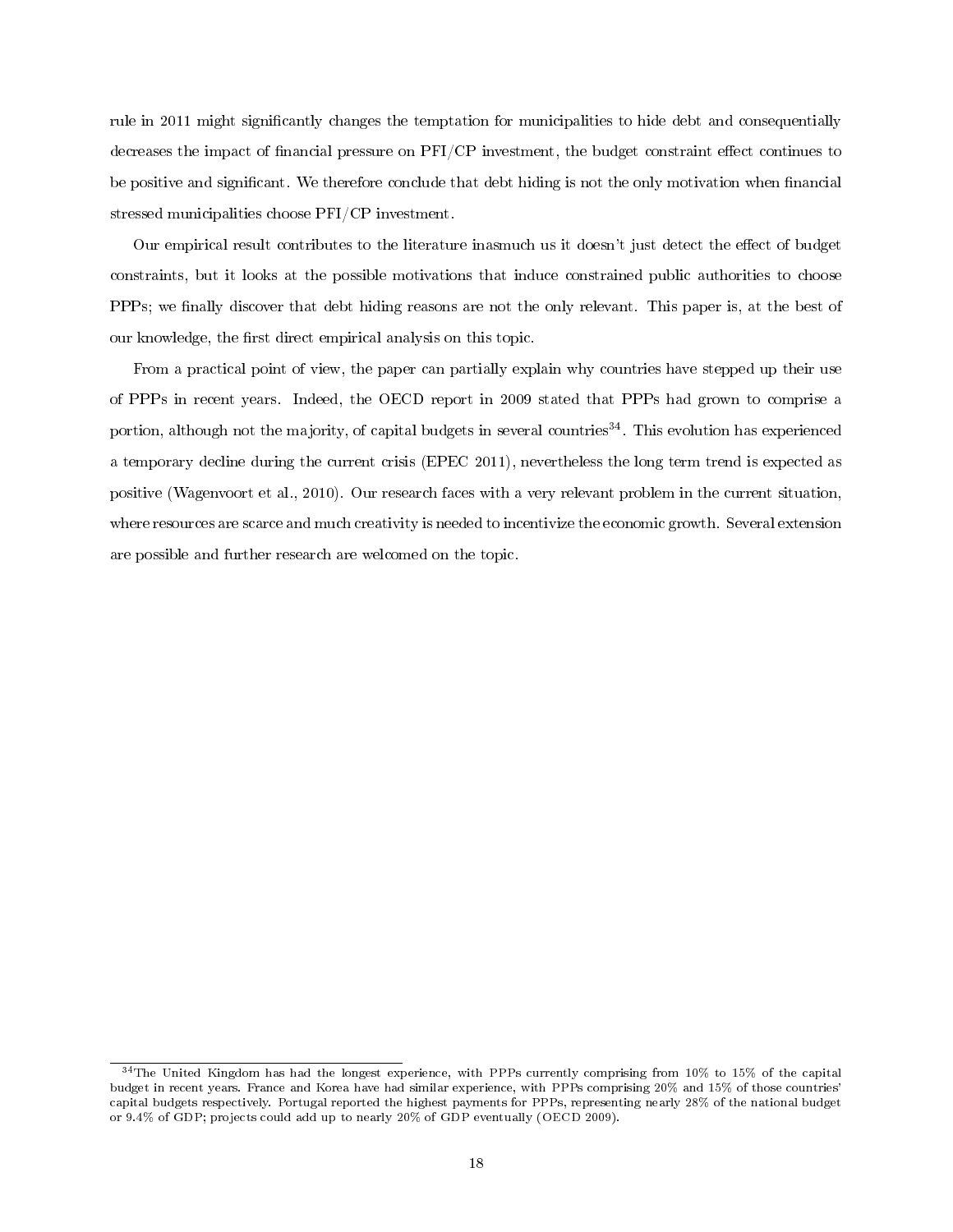rule in 2011 might significantly changes the temptation for municipalities to hide debt and consequentially decreases the impact of financial pressure on PFI/CP investment, the budget constraint effect continues to be positive and significant. We therefore conclude that debt hiding is not the only motivation when financial stressed municipalities choose PFI/CP investment.

Our empirical result contributes to the literature inasmuch us it doesn't just detect the effect of budget constraints, but it looks at the possible motivations that induce constrained public authorities to choose PPPs; we finally discover that debt hiding reasons are not the only relevant. This paper is, at the best of our knowledge, the first direct empirical analysis on this topic.

From a practical point of view, the paper can partially explain why countries have stepped up their use of PPPs in recent years. Indeed, the OECD report in 2009 stated that PPPs had grown to comprise a portion, although not the majority, of capital budgets in several countries[34]. This evolution has experienced a temporary decline during the current crisis (EPEC 2011), nevertheless the long term trend is expected as positive (Wagenvoort et al., 2010). Our research faces with a very relevant problem in the current situation, where resources are scarce and much creativity is needed to incentivize the economic growth. Several extension are possible and further research are welcomed on the topic.

[34]The United Kingdom has had the longest experience, with PPPs currently comprising from 10% to 15% of the capital budget in recent years. France and Korea have had similar experience, with PPPs comprising 20% and 15% of those countries' capital budgets respectively. Portugal reported the highest payments for PPPs, representing nearly 28% of the national budget or 9.4% of GDP; projects could add up to nearly 20% of GDP eventually (OECD 2009).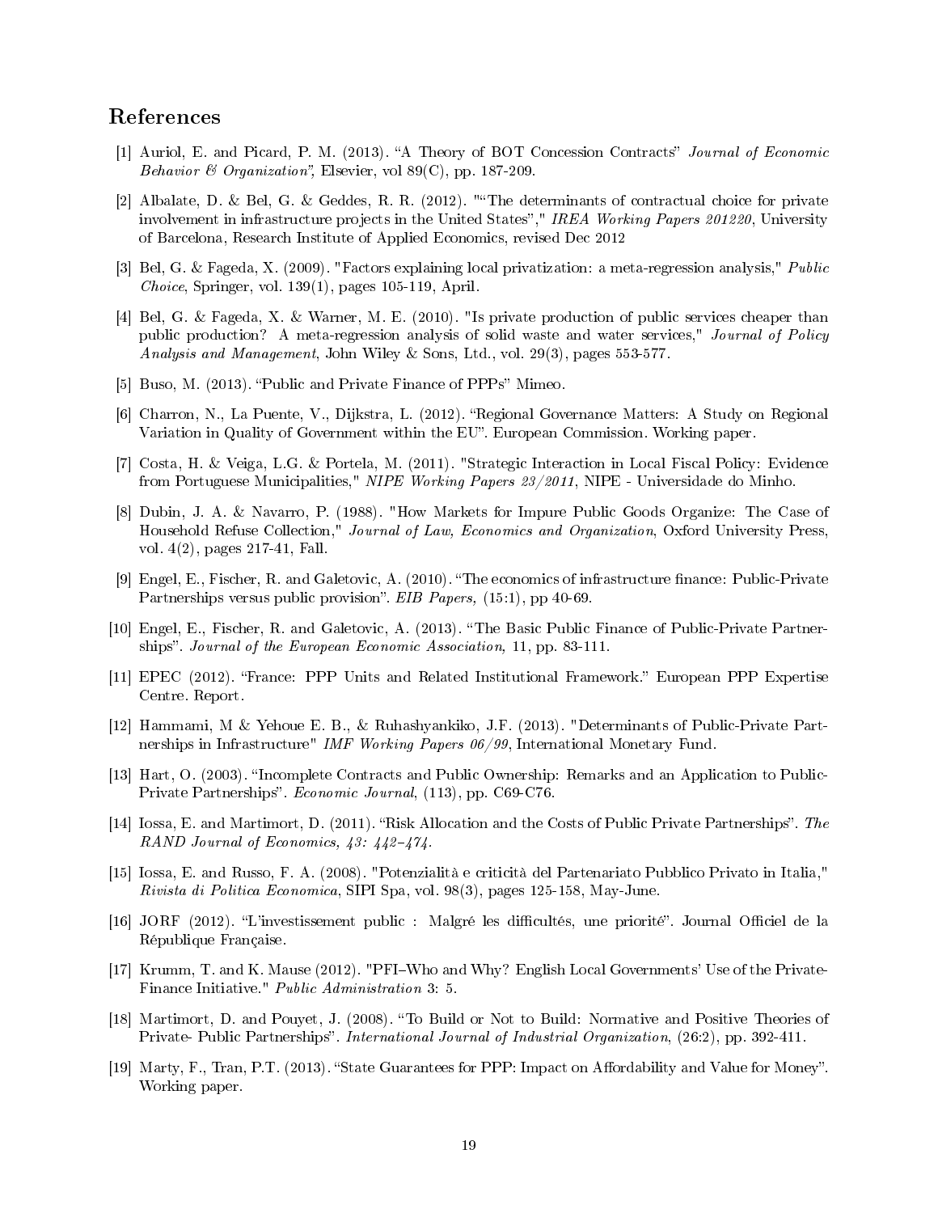## References

[1] Auriol, E. and Picard, P. M. (2013). "A Theory of BOT Concession Contracts" *Journal of Economic Behavior & Organization"*, Elsevier, vol 89(C), pp. 187-209.

[2] Albalate, D. & Bel, G. & Geddes, R. R. (2012). ""The determinants of contractual choice for private involvement in infrastructure projects in the United States"," *IREA Working Papers 201220*, University of Barcelona, Research Institute of Applied Economics, revised Dec 2012

[3] Bel, G. & Fageda, X. (2009). "Factors explaining local privatization: a meta-regression analysis," *Public Choice*, Springer, vol. 139(1), pages 105-119, April.

[4] Bel, G. & Fageda, X. & Warner, M. E. (2010). "Is private production of public services cheaper than public production? A meta-regression analysis of solid waste and water services," *Journal of Policy Analysis and Management*, John Wiley & Sons, Ltd., vol. 29(3), pages 553-577.

[5] Buso, M. (2013). "Public and Private Finance of PPPs" Mimeo.

[6] Charron, N., La Puente, V., Dijkstra, L. (2012). "Regional Governance Matters: A Study on Regional Variation in Quality of Government within the EU". European Commission. Working paper.

[7] Costa, H. & Veiga, L.G. & Portela, M. (2011). "Strategic Interaction in Local Fiscal Policy: Evidence from Portuguese Municipalities," *NIPE Working Papers 23/2011*, NIPE - Universidade do Minho.

[8] Dubin, J. A. & Navarro, P. (1988). "How Markets for Impure Public Goods Organize: The Case of Household Refuse Collection," *Journal of Law, Economics and Organization*, Oxford University Press, vol. 4(2), pages 217-41, Fall.

[9] Engel, E., Fischer, R. and Galetovic, A. (2010). "The economics of infrastructure finance: Public-Private Partnerships versus public provision". *EIB Papers,* (15:1), pp 40-69.

[10] Engel, E., Fischer, R. and Galetovic, A. (2013). "The Basic Public Finance of Public-Private Partnerships". *Journal of the European Economic Association*, 11, pp. 83-111.

[11] EPEC (2012). "France: PPP Units and Related Institutional Framework." European PPP Expertise Centre. Report.

[12] Hammami, M & Yehoue E. B., & Ruhashyankiko, J.F. (2013). "Determinants of Public-Private Partnerships in Infrastructure" *IMF Working Papers 06/99*, International Monetary Fund.

[13] Hart, O. (2003). "Incomplete Contracts and Public Ownership: Remarks and an Application to Public-Private Partnerships". *Economic Journal*, (113), pp. C69-C76.

[14] Iossa, E. and Martimort, D. (2011). "Risk Allocation and the Costs of Public Private Partnerships". *The RAND Journal of Economics, 43: 442–474.*

[15] Iossa, E. and Russo, F. A. (2008). "Potenzialità e criticità del Partenariato Pubblico Privato in Italia," *Rivista di Politica Economica*, SIPI Spa, vol. 98(3), pages 125-158, May-June.

[16] JORF (2012). "L'investissement public : Malgré les difficultés, une priorité". Journal Officiel de la République Française.

[17] Krumm, T. and K. Mause (2012). "PFI–Who and Why? English Local Governments' Use of the Private-Finance Initiative." *Public Administration* 3: 5.

[18] Martimort, D. and Pouyet, J. (2008). "To Build or Not to Build: Normative and Positive Theories of Private- Public Partnerships". *International Journal of Industrial Organization*, (26:2), pp. 392-411.

[19] Marty, F., Tran, P.T. (2013). "State Guarantees for PPP: Impact on Affordability and Value for Money". Working paper.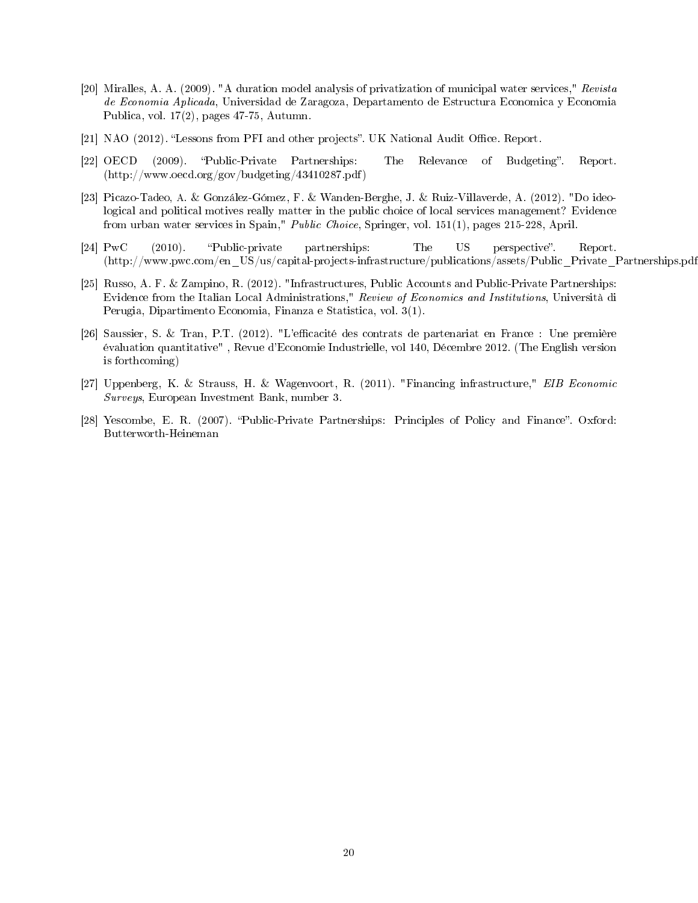[20] Miralles, A. A. (2009). "A duration model analysis of privatization of municipal water services," *Revista de Economia Aplicada*, Universidad de Zaragoza, Departamento de Estructura Economica y Economia Publica, vol. 17(2), pages 47-75, Autumn.

[21] NAO (2012). "Lessons from PFI and other projects". UK National Audit Office. Report.

[22] OECD (2009). "Public-Private Partnerships: The Relevance of Budgeting". Report. (http://www.oecd.org/gov/budgeting/43410287.pdf)

[23] Picazo-Tadeo, A. & González-Gómez, F. & Wanden-Berghe, J. & Ruiz-Villaverde, A. (2012). "Do ideological and political motives really matter in the public choice of local services management? Evidence from urban water services in Spain," *Public Choice*, Springer, vol. 151(1), pages 215-228, April.

[24] PwC (2010). "Public-private partnerships: The US perspective". Report. (http://www.pwc.com/en_US/us/capital-projects-infrastructure/publications/assets/Public_Private_Partnerships.pdf

[25] Russo, A. F. & Zampino, R. (2012). "Infrastructures, Public Accounts and Public-Private Partnerships: Evidence from the Italian Local Administrations," *Review of Economics and Institutions*, Università di Perugia, Dipartimento Economia, Finanza e Statistica, vol. 3(1).

[26] Saussier, S. & Tran, P.T. (2012). "L'efficacité des contrats de partenariat en France : Une première évaluation quantitative" , Revue d'Economie Industrielle, vol 140, Décembre 2012. (The English version is forthcoming)

[27] Uppenberg, K. & Strauss, H. & Wagenvoort, R. (2011). "Financing infrastructure," *EIB Economic Surveys*, European Investment Bank, number 3.

[28] Yescombe, E. R. (2007). "Public-Private Partnerships: Principles of Policy and Finance". Oxford: Butterworth-Heineman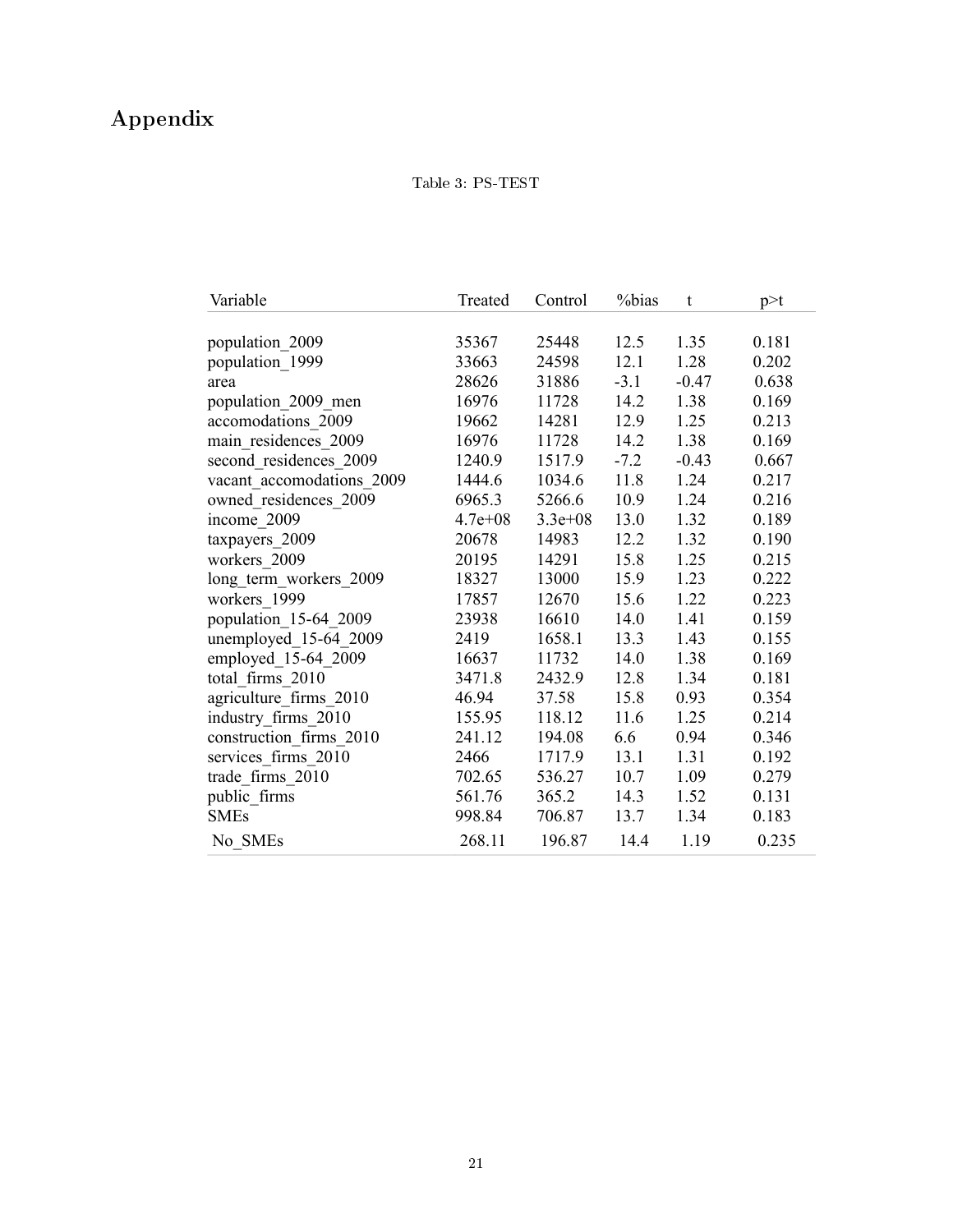# Appendix

Table 3: PS-TEST

| Variable | Treated | Control | %bias | t | p>t |
|---|---|---|---|---|---|
| population_2009 | 35367 | 25448 | 12.5 | 1.35 | 0.181 |
| population_1999 | 33663 | 24598 | 12.1 | 1.28 | 0.202 |
| area | 28626 | 31886 | -3.1 | -0.47 | 0.638 |
| population_2009_men | 16976 | 11728 | 14.2 | 1.38 | 0.169 |
| accomodations_2009 | 19662 | 14281 | 12.9 | 1.25 | 0.213 |
| main_residences_2009 | 16976 | 11728 | 14.2 | 1.38 | 0.169 |
| second_residences_2009 | 1240.9 | 1517.9 | -7.2 | -0.43 | 0.667 |
| vacant_accomodations_2009 | 1444.6 | 1034.6 | 11.8 | 1.24 | 0.217 |
| owned_residences_2009 | 6965.3 | 5266.6 | 10.9 | 1.24 | 0.216 |
| income_2009 | 4.7e+08 | 3.3e+08 | 13.0 | 1.32 | 0.189 |
| taxpayers_2009 | 20678 | 14983 | 12.2 | 1.32 | 0.190 |
| workers_2009 | 20195 | 14291 | 15.8 | 1.25 | 0.215 |
| long_term_workers_2009 | 18327 | 13000 | 15.9 | 1.23 | 0.222 |
| workers_1999 | 17857 | 12670 | 15.6 | 1.22 | 0.223 |
| population_15-64_2009 | 23938 | 16610 | 14.0 | 1.41 | 0.159 |
| unemployed_15-64_2009 | 2419 | 1658.1 | 13.3 | 1.43 | 0.155 |
| employed_15-64_2009 | 16637 | 11732 | 14.0 | 1.38 | 0.169 |
| total_firms_2010 | 3471.8 | 2432.9 | 12.8 | 1.34 | 0.181 |
| agriculture_firms_2010 | 46.94 | 37.58 | 15.8 | 0.93 | 0.354 |
| industry_firms_2010 | 155.95 | 118.12 | 11.6 | 1.25 | 0.214 |
| construction_firms_2010 | 241.12 | 194.08 | 6.6 | 0.94 | 0.346 |
| services_firms_2010 | 2466 | 1717.9 | 13.1 | 1.31 | 0.192 |
| trade_firms_2010 | 702.65 | 536.27 | 10.7 | 1.09 | 0.279 |
| public_firms | 561.76 | 365.2 | 14.3 | 1.52 | 0.131 |
| SMEs | 998.84 | 706.87 | 13.7 | 1.34 | 0.183 |
| No_SMEs | 268.11 | 196.87 | 14.4 | 1.19 | 0.235 |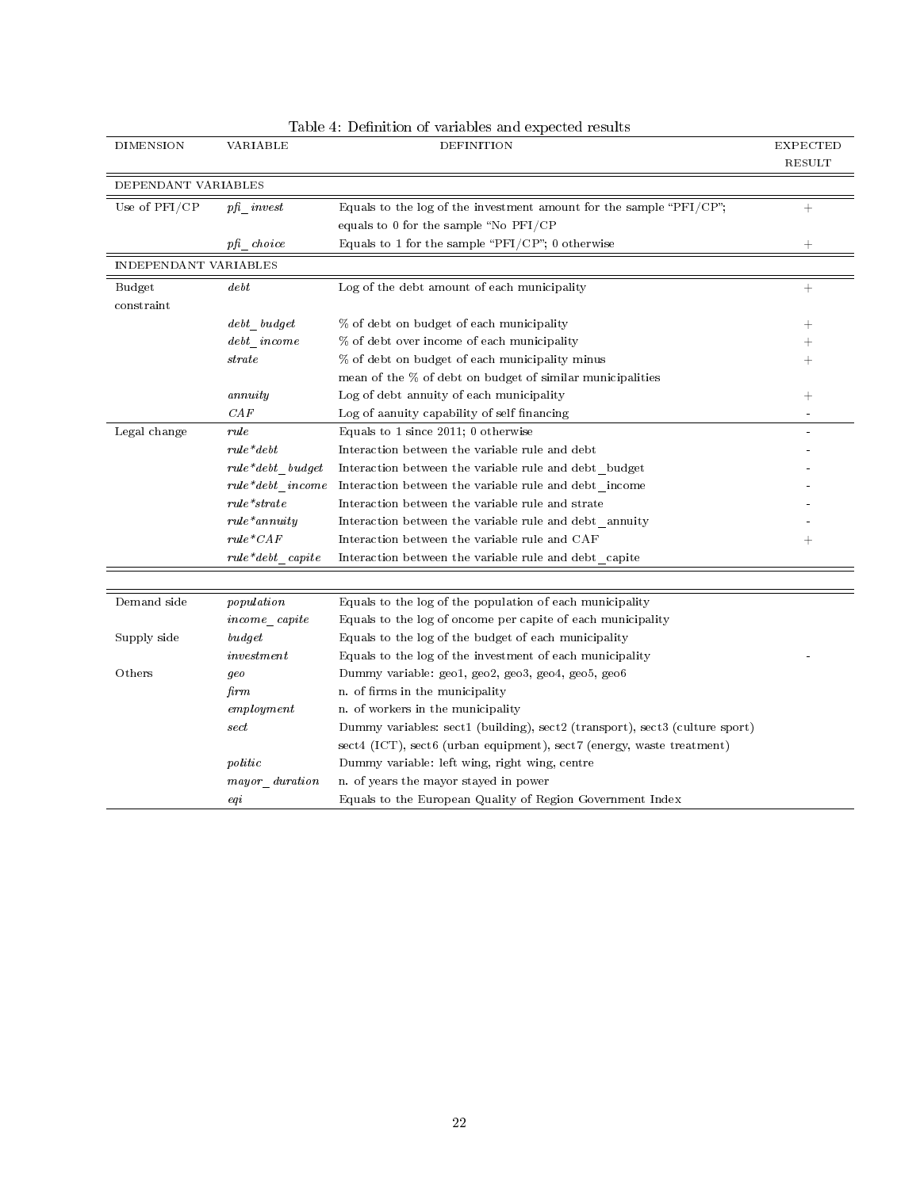Table 4: Definition of variables and expected results

| DIMENSION | VARIABLE | DEFINITION | EXPECTED RESULT |
|---|---|---|---|
| DEPENDANT VARIABLES | | | |
| Use of PFI/CP | *pfi_invest* | Equals to the log of the investment amount for the sample "PFI/CP"; equals to 0 for the sample "No PFI/CP | + |
| | *pfi_choice* | Equals to 1 for the sample "PFI/CP"; 0 otherwise | + |
| INDEPENDANT VARIABLES | | | |
| Budget constraint | *debt* | Log of the debt amount of each municipality | + |
| | *debt_budget* | % of debt on budget of each municipality | + |
| | *debt_income* | % of debt over income of each municipality | + |
| | *strate* | % of debt on budget of each municipality minus mean of the % of debt on budget of similar municipalities | + |
| | *annuity* | Log of debt annuity of each municipality | + |
| | *CAF* | Log of aanuity capability of self financing | - |
| Legal change | *rule* | Equals to 1 since 2011; 0 otherwise | - |
| | *rule*\*debt* | Interaction between the variable rule and debt | - |
| | *rule*\*debt_budget* | Interaction between the variable rule and debt_budget | - |
| | *rule*\*debt_income* | Interaction between the variable rule and debt_income | - |
| | *rule*\*strate* | Interaction between the variable rule and strate | - |
| | *rule*\*annuity* | Interaction between the variable rule and debt_annuity | - |
| | *rule*\*CAF* | Interaction between the variable rule and CAF | + |
| | *rule*\*debt_capite* | Interaction between the variable rule and debt_capite | |
| Demand side | *population* | Equals to the log of the population of each municipality | |
| | *income_capite* | Equals to the log of oncome per capite of each municipality | |
| Supply side | *budget* | Equals to the log of the budget of each municipality | |
| | *investment* | Equals to the log of the investment of each municipality | - |
| Others | *geo* | Dummy variable: geo1, geo2, geo3, geo4, geo5, geo6 | |
| | *firm* | n. of firms in the municipality | |
| | *employment* | n. of workers in the municipality | |
| | *sect* | Dummy variables: sect1 (building), sect2 (transport), sect3 (culture sport) sect4 (ICT), sect6 (urban equipment), sect7 (energy, waste treatment) | |
| | *politic* | Dummy variable: left wing, right wing, centre | |
| | *mayor_duration* | n. of years the mayor stayed in power | |
| | *eqi* | Equals to the European Quality of Region Government Index | |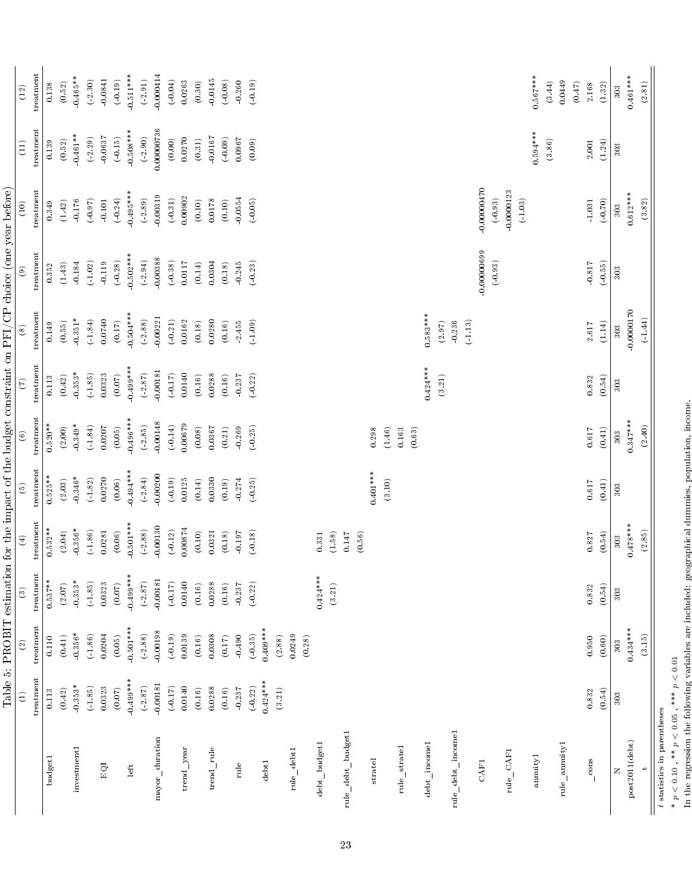Table 5: PROBIT estimation for the impact of the budget constraint on PFI/CP choice (one year before)

| | (1) | (2) | (3) | (4) | (5) | (6) | (7) | (8) | (9) | (10) | (11) | (12) |
|---|---|---|---|---|---|---|---|---|---|---|---|---|
| | treatment | treatment | treatment | treatment | treatment | treatment | treatment | treatment | treatment | treatment | treatment | treatment |
| budget1 | 0.113 | 0.110 | 0.537** | 0.532** | 0.525** | 0.520** | 0.113 | 0.149 | 0.352 | 0.349 | 0.139 | 0.138 |
| | (0.42) | (0.41) | (2.07) | (2.04) | (2.03) | (2.00) | (0.42) | (0.55) | (1.43) | (1.42) | (0.52) | (0.52) |
| investment1 | -0.353* | -0.356* | -0.353* | -0.356* | -0.346* | -0.349* | -0.353* | -0.351* | -0.184 | -0.176 | -0.461** | -0.465** |
| | (-1.85) | (-1.86) | (-1.85) | (-1.86) | (-1.82) | (-1.84) | (-1.85) | (-1.84) | (-1.02) | (-0.97) | (-2.29) | (-2.30) |
| EQI | 0.0323 | 0.0204 | 0.0323 | 0.0281 | 0.0270 | 0.0207 | 0.0323 | 0.0740 | -0.119 | -0.101 | -0.0637 | -0.0841 |
| | (0.07) | (0.05) | (0.07) | (0.06) | (0.06) | (0.05) | (0.07) | (0.17) | (-0.28) | (-0.24) | (-0.15) | (-0.19) |
| left | -0.499*** | -0.501*** | -0.499*** | -0.501*** | -0.494*** | -0.496*** | -0.499*** | -0.504*** | -0.502*** | -0.495*** | -0.508*** | -0.511*** |
| | (-2.87) | (-2.88) | (-2.87) | (-2.88) | (-2.84) | (-2.85) | (-2.87) | (-2.88) | (-2.94) | (-2.89) | (-2.90) | (-2.91) |
| mayor_duration | -0.00181 | -0.00198 | -0.00181 | -0.00130 | -0.00200 | -0.00148 | -0.00181 | -0.00221 | -0.00388 | -0.00319 | 0.00000736 | -0.000414 |
| | (-0.17) | (-0.19) | (-0.17) | (-0.12) | (-0.19) | (-0.14) | (-0.17) | (-0.21) | (-0.38) | (-0.31) | (0.00) | (-0.04) |
| trend_year | 0.0140 | 0.0139 | 0.0140 | 0.00874 | 0.0125 | 0.00679 | 0.0140 | 0.0162 | 0.0117 | 0.00902 | 0.0270 | 0.0263 |
| | (0.16) | (0.16) | (0.16) | (0.10) | (0.14) | (0.08) | (0.16) | (0.18) | (0.14) | (0.10) | (0.31) | (0.30) |
| trend_rule | 0.0288 | 0.0308 | 0.0288 | 0.0321 | 0.0330 | 0.0367 | 0.0288 | 0.0280 | 0.0304 | 0.0178 | -0.0167 | -0.0145 |
| | (0.16) | (0.17) | (0.16) | (0.18) | (0.19) | (0.21) | (0.16) | (0.16) | (0.18) | (0.10) | (-0.09) | (-0.08) |
| rule | -0.237 | -0.490 | -0.237 | -0.197 | -0.274 | -0.269 | -0.237 | -2.455 | -0.245 | -0.0554 | 0.0967 | -0.260 |
| | (-0.22) | (-0.35) | (-0.22) | (-0.18) | (-0.25) | (-0.25) | (-0.22) | (-1.09) | (-0.23) | (-0.05) | (0.09) | (-0.19) |
| debt1 | 0.424*** | 0.409*** | | | | | | | | | | |
| | (3.21) | (2.88) | | | | | | | | | | |
| rule_debt1 | | 0.0249 | | | | | | | | | | |
| | | (0.28) | | | | | | | | | | |
| debt_budget1 | | | 0.424*** | 0.331 | | | | | | | | |
| | | | (3.21) | (1.58) | | | | | | | | |
| rule_debt_budget1 | | | | 0.147 | | | | | | | | |
| | | | | (0.56) | | | | | | | | |
| strate1 | | | | | 0.401*** | 0.298 | | | | | | |
| | | | | | (3.10) | (1.46) | | | | | | |
| rule_strate1 | | | | | | 0.163 | | | | | | |
| | | | | | | (0.63) | | | | | | |
| debt_income1 | | | | | | | 0.424*** | 0.583*** | | | | |
| | | | | | | | (3.21) | (2.97) | | | | |
| rule_debt_income1 | | | | | | | | -0.236 | | | | |
| | | | | | | | | (-1.13) | | | | |
| CAF1 | | | | | | | | | -0.00000699 | -0.00000470 | | |
| | | | | | | | | | (-0.93) | (-0.93) | | |
| rule_CAF1 | | | | | | | | | | -0.0000123 | | |
| | | | | | | | | | | (-1.03) | | |
| annuity1 | | | | | | | | | | | 0.594*** | 0.567*** |
| | | | | | | | | | | | (3.86) | (3.44) |
| rule_annuity1 | | | | | | | | | | | | 0.0449 |
| | | | | | | | | | | | | (0.47) |
| _cons | 0.832 | 0.950 | 0.832 | 0.827 | 0.617 | 0.617 | 0.832 | 2.617 | -0.817 | -1.031 | 2.001 | 2.168 |
| | (0.54) | (0.60) | (0.54) | (0.54) | (0.41) | (0.41) | (0.54) | (1.14) | (-0.55) | (-0.70) | (1.24) | (1.32) |
| N | 303 | 303 | 303 | 303 | 303 | 303 | 303 | 303 | 303 | 303 | 303 | 303 |
| post2011(debt) | | 0.434*** | | 0.478*** | | 0.347*** | | -0.0000170 | | 0.612*** | | 0.461*** |
| t | | (3.15) | | (2.85) | | (2.40) | | (-1.44) | | (3.82) | | (2.81) |

$t$ statistics in parentheses

* $p < 0.10$ , ** $p < 0.05$ , *** $p < 0.01$

In the regression the following variables are included: geographical dummies, population, income.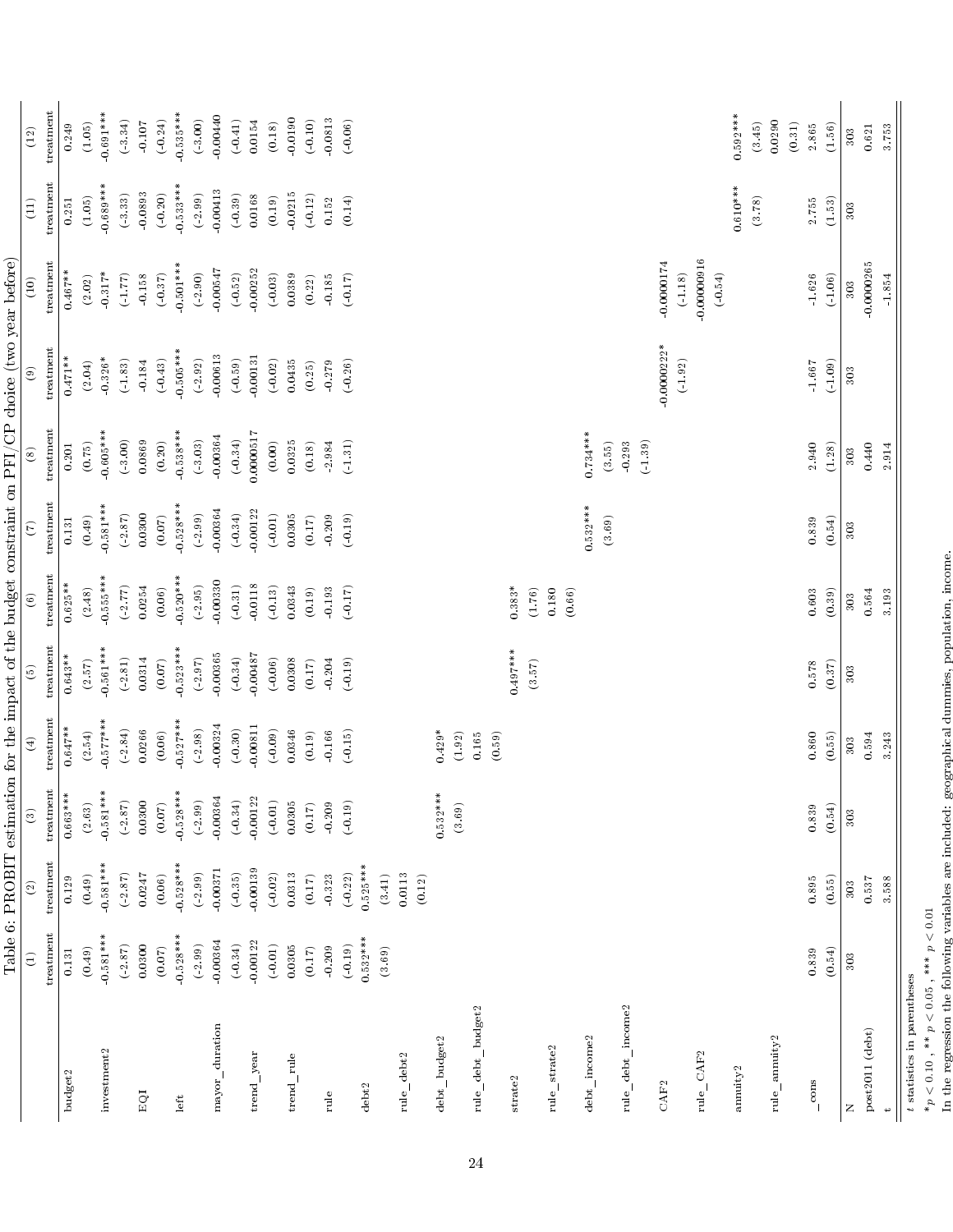Table 6: PROBIT estimation for the impact of the budget constraint on PFI/CP choice (two year before)

| | (1) | (2) | (3) | (4) | (5) | (6) | (7) | (8) | (9) | (10) | (11) | (12) |
|---|---|---|---|---|---|---|---|---|---|---|---|---|
| | treatment | treatment | treatment | treatment | treatment | treatment | treatment | treatment | treatment | treatment | treatment | treatment |
| budget2 | 0.131 | 0.129 | 0.663*** | 0.647** | 0.643** | 0.625** | 0.131 | 0.201 | 0.471** | 0.467** | 0.251 | 0.249 |
| | (0.49) | (0.49) | (2.63) | (2.54) | (2.57) | (2.48) | (0.49) | (0.75) | (2.04) | (2.02) | (1.05) | (1.05) |
| investment2 | -0.581*** | -0.581*** | -0.581*** | -0.577*** | -0.561*** | -0.555*** | -0.581*** | -0.605*** | -0.326* | -0.317* | -0.689*** | -0.691*** |
| | (-2.87) | (-2.87) | (-2.87) | (-2.84) | (-2.81) | (-2.77) | (-2.87) | (-3.00) | (-1.83) | (-1.77) | (-3.33) | (-3.34) |
| EQI | 0.0300 | 0.0247 | 0.0300 | 0.0266 | 0.0314 | 0.0254 | 0.0300 | 0.0869 | -0.184 | -0.158 | -0.0893 | -0.107 |
| | (0.07) | (0.06) | (0.07) | (0.06) | (0.07) | (0.06) | (0.07) | (0.20) | (-0.43) | (-0.37) | (-0.20) | (-0.24) |
| left | -0.528*** | -0.528*** | -0.528*** | -0.527*** | -0.523*** | -0.520*** | -0.528*** | -0.538*** | -0.505*** | -0.501*** | -0.533*** | -0.535*** |
| | (-2.99) | (-2.99) | (-2.99) | (-2.98) | (-2.97) | (-2.95) | (-2.99) | (-3.03) | (-2.92) | (-2.90) | (-2.99) | (-3.00) |
| mayor_duration | -0.00364 | -0.00371 | -0.00364 | -0.00324 | -0.00365 | -0.00330 | -0.00364 | -0.00364 | -0.00613 | -0.00547 | -0.00413 | -0.00440 |
| | (-0.34) | (-0.35) | (-0.34) | (-0.30) | (-0.34) | (-0.31) | (-0.34) | (-0.34) | (-0.59) | (-0.52) | (-0.39) | (-0.41) |
| trend_year | -0.00122 | -0.00139 | -0.00122 | -0.00811 | -0.00487 | -0.0118 | -0.00122 | 0.0000517 | -0.00131 | -0.00252 | 0.0168 | 0.0154 |
| | (-0.01) | (-0.02) | (-0.01) | (-0.09) | (-0.06) | (-0.13) | (-0.01) | (0.00) | (-0.02) | (-0.03) | (0.19) | (0.18) |
| trend_rule | 0.0305 | 0.0313 | 0.0305 | 0.0346 | 0.0308 | 0.0343 | 0.0305 | 0.0325 | 0.0435 | 0.0389 | -0.0215 | -0.0190 |
| | (0.17) | (0.17) | (0.17) | (0.19) | (0.17) | (0.19) | (0.17) | (0.18) | (0.25) | (0.22) | (-0.12) | (-0.10) |
| rule | -0.209 | -0.323 | -0.209 | -0.166 | -0.204 | -0.193 | -0.209 | -2.984 | -0.279 | -0.185 | 0.152 | -0.0813 |
| | (-0.19) | (-0.22) | (-0.19) | (-0.15) | (-0.19) | (-0.17) | (-0.19) | (-1.31) | (-0.26) | (-0.17) | (0.14) | (-0.06) |
| debt2 | 0.532*** | 0.525*** | | | | | | | | | | |
| | (3.69) | (3.41) | | | | | | | | | | |
| rule_debt2 | | 0.0113 | | | | | | | | | | |
| | | (0.12) | | | | | | | | | | |
| debt_budget2 | | | 0.532*** | 0.429* | | | | | | | | |
| | | | (3.69) | (1.92) | | | | | | | | |
| rule_debt_budget2 | | | | 0.165 | | | | | | | | |
| | | | | (0.59) | | | | | | | | |
| strate2 | | | | | 0.497*** | 0.383* | | | | | | |
| | | | | | (3.57) | (1.76) | | | | | | |
| rule_strate2 | | | | | | 0.180 | | | | | | |
| | | | | | | (0.66) | | | | | | |
| debt_income2 | | | | | | | 0.532*** | 0.734*** | | | | |
| | | | | | | | (3.69) | (3.55) | | | | |
| rule_debt_income2 | | | | | | | | -0.293 | | | | |
| | | | | | | | | (-1.39) | | | | |
| CAF2 | | | | | | | | | -0.0000222* | -0.0000174 | | |
| | | | | | | | | | (-1.92) | (-1.18) | | |
| rule_CAF2 | | | | | | | | | | -0.00000916 | | |
| | | | | | | | | | | (-0.54) | | |
| annuity2 | | | | | | | | | | | 0.610*** | 0.592*** |
| | | | | | | | | | | | (3.78) | (3.45) |
| rule_annuity2 | | | | | | | | | | | | 0.0290 |
| | | | | | | | | | | | | (0.31) |
| _cons | 0.839 | 0.895 | 0.839 | 0.860 | 0.578 | 0.603 | 0.839 | 2.940 | -1.667 | -1.626 | 2.755 | 2.865 |
| | (0.54) | (0.55) | (0.54) | (0.55) | (0.37) | (0.39) | (0.54) | (1.28) | (-1.09) | (-1.06) | (1.53) | (1.56) |
| N | 303 | 303 | 303 | 303 | 303 | 303 | 303 | 303 | 303 | 303 | 303 | 303 |
| post2011 (debt) | | 0.537 | | 0.594 | | 0.564 | | 0.440 | | -0.0000265 | | 0.621 |
| t | | 3.588 | | 3.243 | | 3.193 | | 2.914 | | -1.854 | | 3.753 |

$t$ statistics in parentheses

* $p < 0.10$ , ** $p < 0.05$ , *** $p < 0.01$

In the regression the following variables are included: geographical dummies, population, income.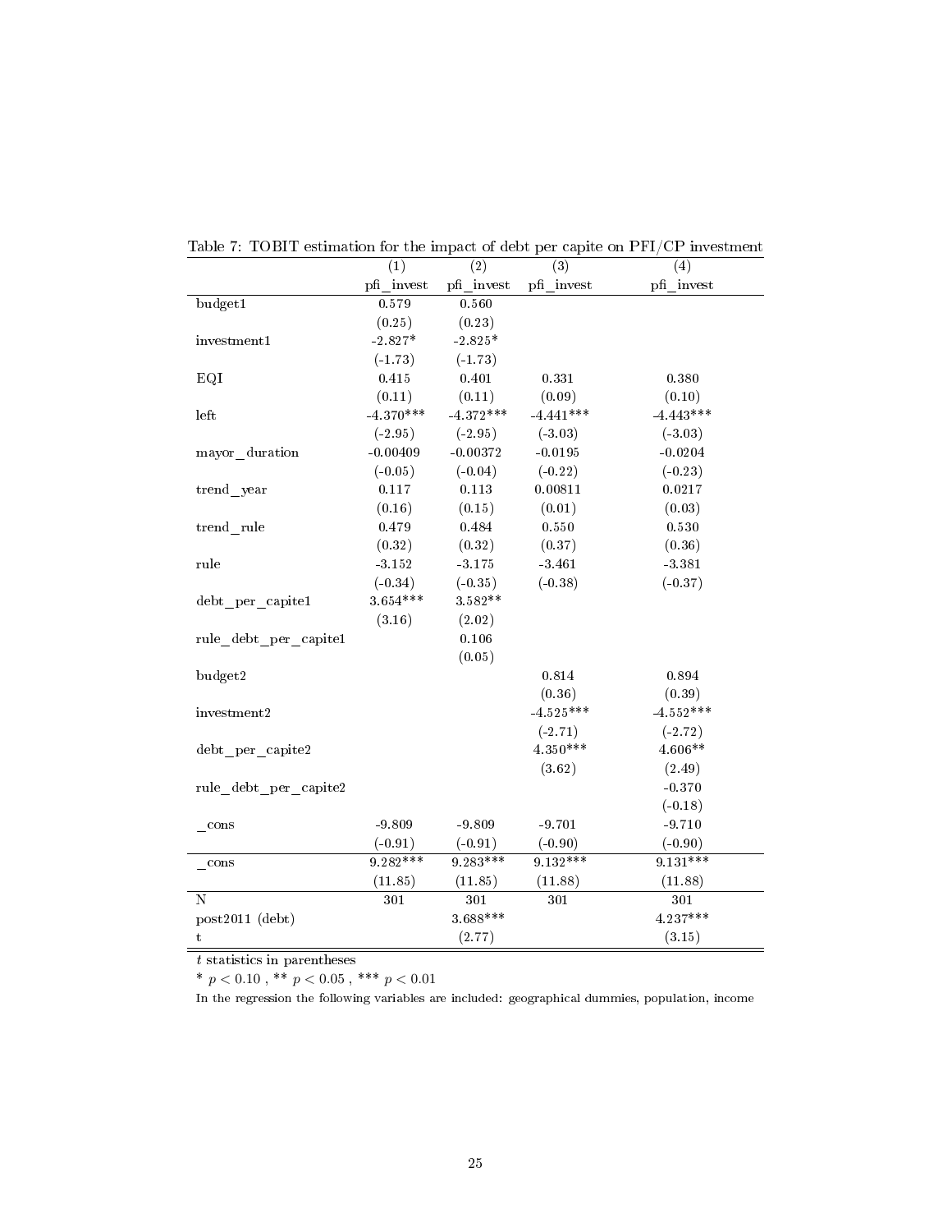Table 7: TOBIT estimation for the impact of debt per capite on PFI/CP investment

| | (1) | (2) | (3) | (4) |
|---|---|---|---|---|
| | pfi_invest | pfi_invest | pfi_invest | pfi_invest |
| budget1 | 0.579 | 0.560 | | |
| | (0.25) | (0.23) | | |
| investment1 | -2.827* | -2.825* | | |
| | (-1.73) | (-1.73) | | |
| EQI | 0.415 | 0.401 | 0.331 | 0.380 |
| | (0.11) | (0.11) | (0.09) | (0.10) |
| left | -4.370*** | -4.372*** | -4.441*** | -4.443*** |
| | (-2.95) | (-2.95) | (-3.03) | (-3.03) |
| mayor_duration | -0.00409 | -0.00372 | -0.0195 | -0.0204 |
| | (-0.05) | (-0.04) | (-0.22) | (-0.23) |
| trend_year | 0.117 | 0.113 | 0.00811 | 0.0217 |
| | (0.16) | (0.15) | (0.01) | (0.03) |
| trend_rule | 0.479 | 0.484 | 0.550 | 0.530 |
| | (0.32) | (0.32) | (0.37) | (0.36) |
| rule | -3.152 | -3.175 | -3.461 | -3.381 |
| | (-0.34) | (-0.35) | (-0.38) | (-0.37) |
| debt_per_capite1 | 3.654*** | 3.582** | | |
| | (3.16) | (2.02) | | |
| rule_debt_per_capite1 | | 0.106 | | |
| | | (0.05) | | |
| budget2 | | | 0.814 | 0.894 |
| | | | (0.36) | (0.39) |
| investment2 | | | -4.525*** | -4.552*** |
| | | | (-2.71) | (-2.72) |
| debt_per_capite2 | | | 4.350*** | 4.606** |
| | | | (3.62) | (2.49) |
| rule_debt_per_capite2 | | | | -0.370 |
| | | | | (-0.18) |
| _cons | -9.809 | -9.809 | -9.701 | -9.710 |
| | (-0.91) | (-0.91) | (-0.90) | (-0.90) |
| _cons | 9.282*** | 9.283*** | 9.132*** | 9.131*** |
| | (11.85) | (11.85) | (11.88) | (11.88) |
| N | 301 | 301 | 301 | 301 |
| post2011 (debt) | | 3.688*** | | 4.237*** |
| t | | (2.77) | | (3.15) |

$t$ statistics in parentheses

* $p < 0.10$ , ** $p < 0.05$ , *** $p < 0.01$

In the regression the following variables are included: geographical dummies, population, income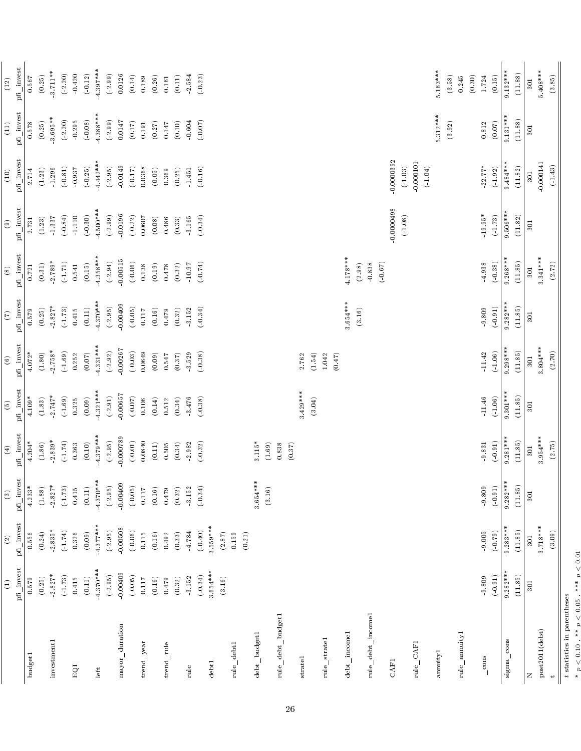| | (1) | (2) | (3) | (4) | (5) | (6) | (7) | (8) | (9) | (10) | (11) | (12) |
|---|---|---|---|---|---|---|---|---|---|---|---|---|
| | pfi_invest | pfi_invest | pfi_invest | pfi_invest | pfi_invest | pfi_invest | pfi_invest | pfi_invest | pfi_invest | pfi_invest | pfi_invest | pfi_invest |
| budget1 | 0.579 | 0.556 | 4.233* | 4.204* | 4.109* | 4.072* | 0.579 | 0.721 | 2.731 | 2.714 | 0.578 | 0.567 |
| | (0.25) | (0.24) | (1.88) | (1.86) | (1.83) | (1.80) | (0.25) | (0.31) | (1.23) | (1.23) | (0.25) | (0.25) |
| investment1 | -2.827* | -2.835* | -2.827* | -2.839* | -2.747* | -2.758* | -2.827* | -2.789* | -1.337 | -1.296 | -3.695** | -3.711** |
| | (-1.73) | (-1.74) | (-1.73) | (-1.74) | (-1.69) | (-1.69) | (-1.73) | (-1.71) | (-0.84) | (-0.81) | (-2.20) | (-2.20) |
| EQI | 0.415 | 0.326 | 0.415 | 0.363 | 0.325 | 0.252 | 0.415 | 0.541 | -1.110 | -0.937 | -0.295 | -0.420 |
| | (0.11) | (0.09) | (0.11) | (0.10) | (0.09) | (0.07) | (0.11) | (0.15) | (-0.30) | (-0.25) | (-0.08) | (-0.12) |
| left | -4.370*** | -4.377*** | -4.370*** | -4.379*** | -4.321*** | -4.331*** | -4.370*** | -4.358*** | -4.500*** | -4.442*** | -4.388*** | -4.397*** |
| | (-2.95) | (-2.95) | (-2.95) | (-2.95) | (-2.91) | (-2.92) | (-2.95) | (-2.94) | (-2.99) | (-2.95) | (-2.99) | (-2.99) |
| mayor_duration | -0.00409 | -0.00508 | -0.00409 | -0.000789 | -0.00657 | -0.00267 | -0.00409 | -0.00515 | -0.0196 | -0.0149 | 0.0147 | 0.0126 |
| | (-0.05) | (-0.06) | (-0.05) | (-0.01) | (-0.07) | (-0.03) | (-0.05) | (-0.06) | (-0.22) | (-0.17) | (0.17) | (0.14) |
| trend_year | 0.117 | 0.115 | 0.117 | 0.0840 | 0.106 | 0.0649 | 0.117 | 0.138 | 0.0607 | 0.0368 | 0.191 | 0.189 |
| | (0.16) | (0.16) | (0.16) | (0.11) | (0.14) | (0.09) | (0.16) | (0.19) | (0.08) | (0.05) | (0.27) | (0.26) |
| trend_rule | 0.479 | 0.492 | 0.479 | 0.505 | 0.512 | 0.547 | 0.479 | 0.478 | 0.486 | 0.369 | 0.147 | 0.161 |
| | (0.32) | (0.33) | (0.32) | (0.34) | (0.34) | (0.37) | (0.32) | (0.32) | (0.33) | (0.25) | (0.10) | (0.11) |
| rule | -3.152 | -4.784 | -3.152 | -2.982 | -3.476 | -3.529 | -3.152 | -10.97 | -3.165 | -1.451 | -0.604 | -2.584 |
| | (-0.34) | (-0.40) | (-0.34) | (-0.32) | (-0.38) | (-0.38) | (-0.34) | (-0.74) | (-0.34) | (-0.16) | (-0.07) | (-0.23) |
| debt1 | 3.654*** | 3.559*** | | | | | | | | | | |
| | (3.16) | (2.87) | | | | | | | | | | |
| rule_debt1 | | 0.159 | | | | | | | | | | |
| | | (0.21) | | | | | | | | | | |
| debt_budget1 | | | 3.654*** | 3.115* | | | | | | | | |
| | | | (3.16) | (1.69) | | | | | | | | |
| rule_debt_budget1 | | | | 0.838 | | | | | | | | |
| | | | | (0.37) | | | | | | | | |
| strate1 | | | | | 3.429*** | 2.762 | | | | | | |
| | | | | | (3.04) | (1.54) | | | | | | |
| rule_strate1 | | | | | | 1.042 | | | | | | |
| | | | | | | (0.47) | | | | | | |
| debt_income1 | | | | | | | 3.654*** | 4.178*** | | | | |
| | | | | | | | (3.16) | (2.98) | | | | |
| rule_debt_income1 | | | | | | | | -0.838 | | | | |
| | | | | | | | | (-0.67) | | | | |
| CAF1 | | | | | | | | | -0.0000498 | -0.0000392 | | |
| | | | | | | | | | (-1.08) | (-1.03) | | |
| rule_CAF1 | | | | | | | | | | -0.000101 | | |
| | | | | | | | | | | (-1.04) | | |
| annuity1 | | | | | | | | | | | 5.312*** | 5.163*** |
| | | | | | | | | | | | (3.92) | (3.58) |
| rule_annuity1 | | | | | | | | | | | | 0.245 |
| | | | | | | | | | | | | (0.30) |
| _cons | -9.809 | -9.005 | -9.809 | -9.831 | -11.46 | -11.42 | -9.809 | -4.938 | -19.95* | -22.77* | 0.812 | 1.724 |
| | (-0.91) | (-0.79) | (-0.91) | (-0.91) | (-1.06) | (-1.06) | (-0.91) | (-0.38) | (-1.73) | (-1.92) | (0.07) | (0.15) |
| sigma_cons | 9.282*** | 9.283*** | 9.282*** | 9.281*** | 9.301*** | 9.298*** | 9.282*** | 9.268*** | 9.506*** | 9.484*** | 9.131*** | 9.132*** |
| | (11.85) | (11.85) | (11.85) | (11.85) | (11.85) | (11.85) | (11.85) | (11.85) | (11.82) | (11.82) | (11.88) | (11.88) |
| N | 301 | 301 | 301 | 301 | 301 | 301 | 301 | 301 | 301 | 301 | 301 | 301 |
| post2011(debt) | | 3.718*** | | 3.954*** | | 3.804*** | | 3.341*** | | -0.000141 | | 5.408*** |
| t | | (3.09) | | (2.75) | | (2.70) | | (2.72) | | (-1.43) | | (3.85) |

$t$ statistics in parentheses

* $p < 0.10$, ** $p < 0.05$, *** $p < 0.01$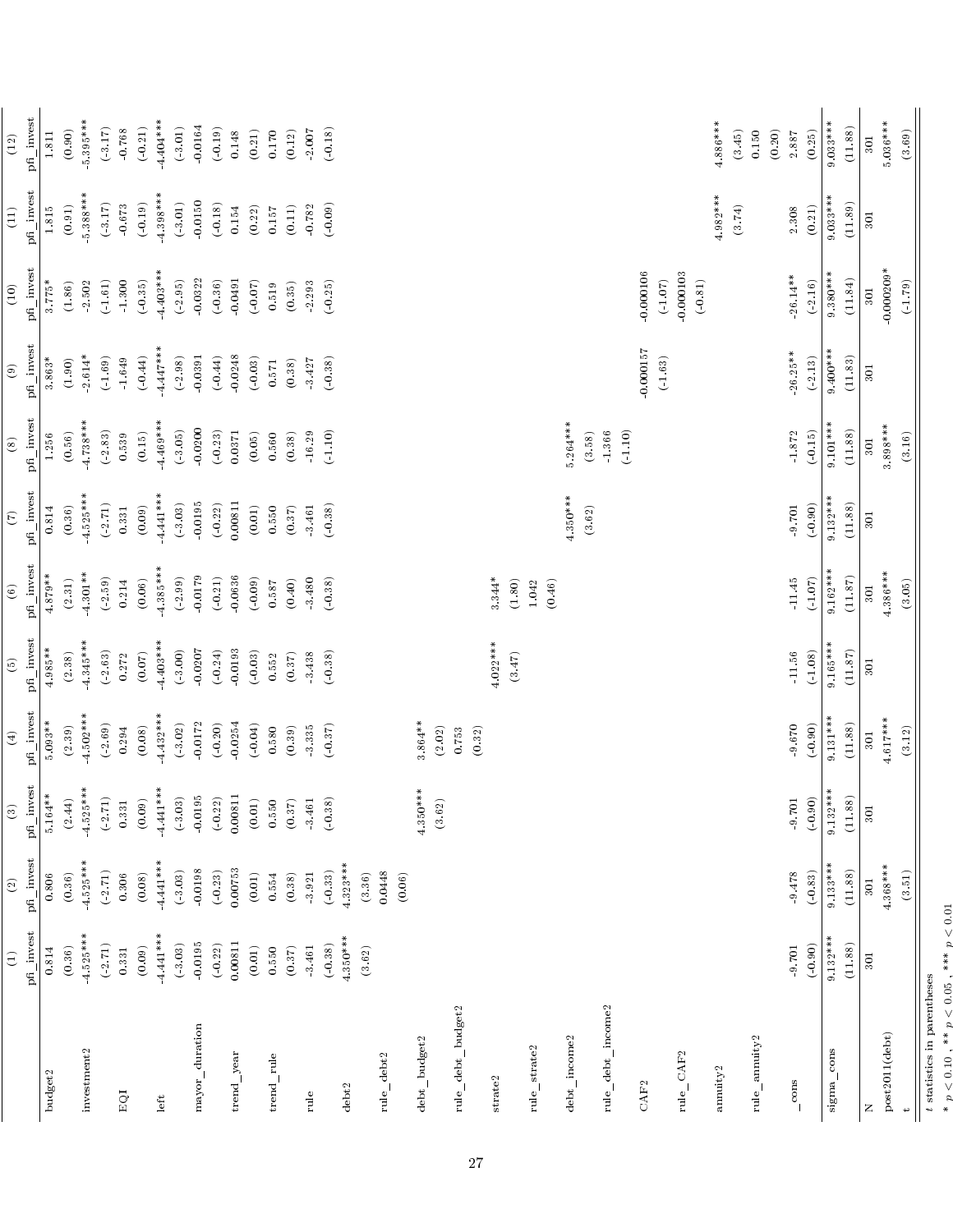| | (1) | (2) | (3) | (4) | (5) | (6) | (7) | (8) | (9) | (10) | (11) | (12) |
|---|---|---|---|---|---|---|---|---|---|---|---|---|
| | pfi_invest | pfi_invest | pfi_invest | pfi_invest | pfi_invest | pfi_invest | pfi_invest | pfi_invest | pfi_invest | pfi_invest | pfi_invest | pfi_invest |
| budget2 | 0.814 | 0.806 | 5.164** | 5.093** | 4.985** | 4.879** | 0.814 | 1.256 | 3.863* | 3.775* | 1.815 | 1.811 |
| | (0.36) | (0.36) | (2.44) | (2.39) | (2.38) | (2.31) | (0.36) | (0.56) | (1.90) | (1.86) | (0.91) | (0.90) |
| investment2 | -4.525*** | -4.525*** | -4.525*** | -4.502*** | -4.345*** | -4.301** | -4.525*** | -4.738*** | -2.614* | -2.502 | -5.388*** | -5.395*** |
| | (-2.71) | (-2.71) | (-2.71) | (-2.69) | (-2.63) | (-2.59) | (-2.71) | (-2.83) | (-1.69) | (-1.61) | (-3.17) | (-3.17) |
| EQI | 0.331 | 0.306 | 0.331 | 0.294 | 0.272 | 0.214 | 0.331 | 0.539 | -1.649 | -1.300 | -0.673 | -0.768 |
| | (0.09) | (0.08) | (0.09) | (0.08) | (0.07) | (0.06) | (0.09) | (0.15) | (-0.44) | (-0.35) | (-0.19) | (-0.21) |
| left | -4.441*** | -4.441*** | -4.441*** | -4.432*** | -4.403*** | -4.385*** | -4.441*** | -4.469*** | -4.447*** | -4.403*** | -4.398*** | -4.404*** |
| | (-3.03) | (-3.03) | (-3.03) | (-3.02) | (-3.00) | (-2.99) | (-3.03) | (-3.05) | (-2.98) | (-2.95) | (-3.01) | (-3.01) |
| mayor_duration | -0.0195 | -0.0198 | -0.0195 | -0.0172 | -0.0207 | -0.0179 | -0.0195 | -0.0200 | -0.0391 | -0.0322 | -0.0150 | -0.0164 |
| | (-0.22) | (-0.23) | (-0.22) | (-0.20) | (-0.24) | (-0.21) | (-0.22) | (-0.23) | (-0.44) | (-0.36) | (-0.18) | (-0.19) |
| trend_year | 0.00811 | 0.00753 | 0.00811 | -0.0254 | -0.0193 | -0.0636 | 0.00811 | 0.0371 | -0.0248 | -0.0491 | 0.154 | 0.148 |
| | (0.01) | (0.01) | (0.01) | (-0.04) | (-0.03) | (-0.09) | (0.01) | (0.05) | (-0.03) | (-0.07) | (0.22) | (0.21) |
| trend_rule | 0.550 | 0.554 | 0.550 | 0.580 | 0.552 | 0.587 | 0.550 | 0.560 | 0.571 | 0.519 | 0.157 | 0.170 |
| | (0.37) | (0.38) | (0.37) | (0.39) | (0.37) | (0.40) | (0.37) | (0.38) | (0.38) | (0.35) | (0.11) | (0.12) |
| rule | -3.461 | -3.921 | -3.461 | -3.335 | -3.438 | -3.480 | -3.461 | -16.29 | -3.427 | -2.293 | -0.782 | -2.007 |
| | (-0.38) | (-0.33) | (-0.38) | (-0.37) | (-0.38) | (-0.38) | (-0.38) | (-1.10) | (-0.38) | (-0.25) | (-0.09) | (-0.18) |
| debt2 | 4.350*** | 4.323*** | | | | | | | | | | |
| | (3.62) | (3.36) | | | | | | | | | | |
| rule_debt2 | | 0.0448 | | | | | | | | | | |
| | | (0.06) | | | | | | | | | | |
| debt_budget2 | | | 4.350*** | 3.864** | | | | | | | | |
| | | | (3.62) | (2.02) | | | | | | | | |
| rule_debt_budget2 | | | | 0.753 | | | | | | | | |
| | | | | (0.32) | | | | | | | | |
| strate2 | | | | | 4.022*** | 3.344* | | | | | | |
| | | | | | (3.47) | (1.80) | | | | | | |
| rule_strate2 | | | | | | 1.042 | | | | | | |
| | | | | | | (0.46) | | | | | | |
| debt_income2 | | | | | | | 4.350*** | 5.264*** | | | | |
| | | | | | | | (3.62) | (3.58) | | | | |
| rule_debt_income2 | | | | | | | | -1.366 | | | | |
| | | | | | | | | (-1.10) | | | | |
| CAF2 | | | | | | | | | -0.000157 | -0.000106 | | |
| | | | | | | | | | (-1.63) | (-1.07) | | |
| rule_CAF2 | | | | | | | | | | -0.000103 | | |
| | | | | | | | | | | (-0.81) | | |
| annuity2 | | | | | | | | | | | 4.982*** | 4.886*** |
| | | | | | | | | | | | (3.74) | (3.45) |
| rule_annuity2 | | | | | | | | | | | | 0.150 |
| | | | | | | | | | | | | (0.20) |
| _cons | -9.701 | -9.478 | -9.701 | -9.670 | -11.56 | -11.45 | -9.701 | -1.872 | -26.25** | -26.14** | 2.308 | 2.887 |
| | (-0.90) | (-0.83) | (-0.90) | (-0.90) | (-1.08) | (-1.07) | (-0.90) | (-0.15) | (-2.13) | (-2.16) | (0.21) | (0.25) |
| sigma_cons | 9.132*** | 9.133*** | 9.132*** | 9.131*** | 9.165*** | 9.162*** | 9.132*** | 9.101*** | 9.400*** | 9.380*** | 9.033*** | 9.033*** |
| | (11.88) | (11.88) | (11.88) | (11.88) | (11.87) | (11.87) | (11.88) | (11.88) | (11.83) | (11.84) | (11.89) | (11.88) |
| N | 301 | 301 | 301 | 301 | 301 | 301 | 301 | 301 | 301 | 301 | 301 | 301 |
| post2011(debt) | | 4.368*** | | 4.617*** | | 4.386*** | | 3.898*** | | -0.000209* | | 5.036*** |
| t | | (3.51) | | (3.12) | | (3.05) | | (3.16) | | (-1.79) | | (3.69) |

$t$ statistics in parentheses

* $p < 0.10$, ** $p < 0.05$, *** $p < 0.01$